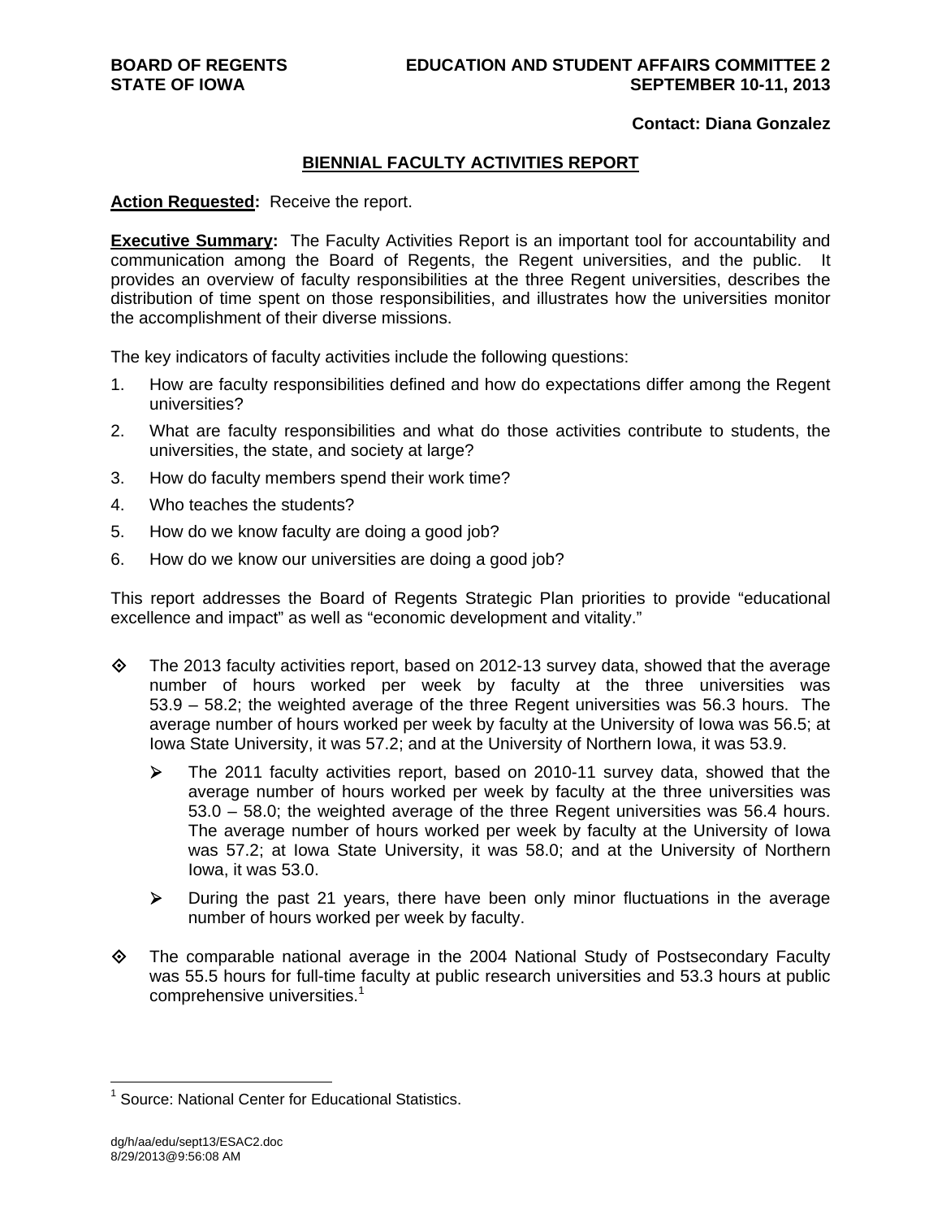**BOARD OF REGENTS**
**STATE OF IOWA**

**EDUCATION AND STUDENT AFFAIRS COMMITTEE 2**
**SEPTEMBER 10-11, 2013**

**Contact: Diana Gonzalez**

## BIENNIAL FACULTY ACTIVITIES REPORT

**Action Requested:** Receive the report.

**Executive Summary:** The Faculty Activities Report is an important tool for accountability and communication among the Board of Regents, the Regent universities, and the public. It provides an overview of faculty responsibilities at the three Regent universities, describes the distribution of time spent on those responsibilities, and illustrates how the universities monitor the accomplishment of their diverse missions.

The key indicators of faculty activities include the following questions:

1. How are faculty responsibilities defined and how do expectations differ among the Regent universities?
2. What are faculty responsibilities and what do those activities contribute to students, the universities, the state, and society at large?
3. How do faculty members spend their work time?
4. Who teaches the students?
5. How do we know faculty are doing a good job?
6. How do we know our universities are doing a good job?

This report addresses the Board of Regents Strategic Plan priorities to provide "educational excellence and impact" as well as "economic development and vitality."

- The 2013 faculty activities report, based on 2012-13 survey data, showed that the average number of hours worked per week by faculty at the three universities was 53.9 – 58.2; the weighted average of the three Regent universities was 56.3 hours. The average number of hours worked per week by faculty at the University of Iowa was 56.5; at Iowa State University, it was 57.2; and at the University of Northern Iowa, it was 53.9.
  - The 2011 faculty activities report, based on 2010-11 survey data, showed that the average number of hours worked per week by faculty at the three universities was 53.0 – 58.0; the weighted average of the three Regent universities was 56.4 hours. The average number of hours worked per week by faculty at the University of Iowa was 57.2; at Iowa State University, it was 58.0; and at the University of Northern Iowa, it was 53.0.
  - During the past 21 years, there have been only minor fluctuations in the average number of hours worked per week by faculty.
- The comparable national average in the 2004 National Study of Postsecondary Faculty was 55.5 hours for full-time faculty at public research universities and 53.3 hours at public comprehensive universities.[1]

[1] Source: National Center for Educational Statistics.

dg/h/aa/edu/sept13/ESAC2.doc
8/29/2013@9:56:08 AM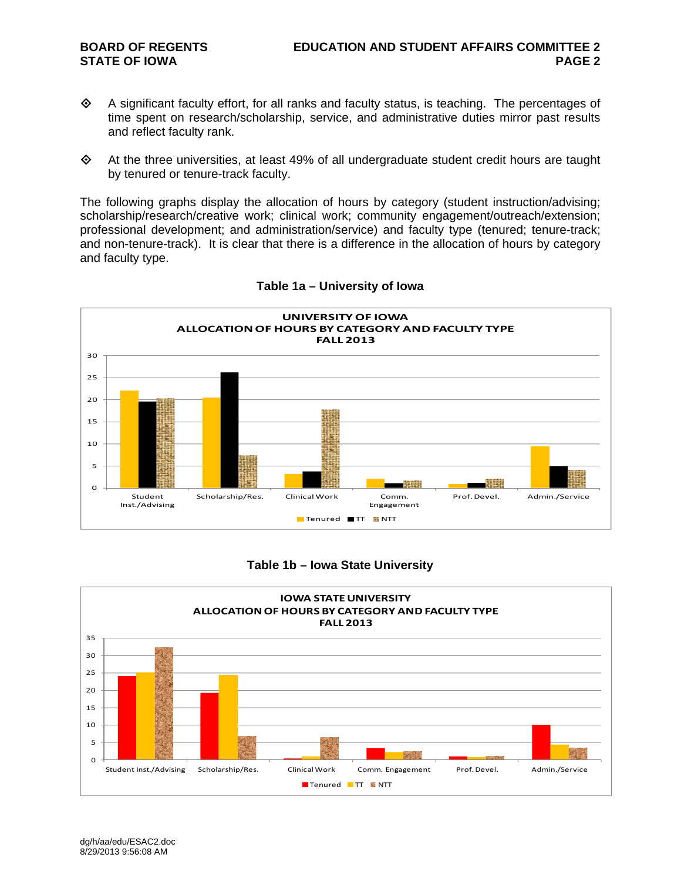- A significant faculty effort, for all ranks and faculty status, is teaching. The percentages of time spent on research/scholarship, service, and administrative duties mirror past results and reflect faculty rank.

- At the three universities, at least 49% of all undergraduate student credit hours are taught by tenured or tenure-track faculty.

The following graphs display the allocation of hours by category (student instruction/advising; scholarship/research/creative work; clinical work; community engagement/outreach/extension; professional development; and administration/service) and faculty type (tenured; tenure-track; and non-tenure-track). It is clear that there is a difference in the allocation of hours by category and faculty type.

**Table 1a – University of Iowa**

UNIVERSITY OF IOWA
ALLOCATION OF HOURS BY CATEGORY AND FACULTY TYPE
FALL 2013

Legend: Tenured, TT, NTT

Categories: Student Inst./Advising; Scholarship/Res.; Clinical Work; Comm. Engagement; Prof. Devel.; Admin./Service

**Table 1b – Iowa State University**

IOWA STATE UNIVERSITY
ALLOCATION OF HOURS BY CATEGORY AND FACULTY TYPE
FALL 2013

Legend: Tenured, TT, NTT

Categories: Student Inst./Advising; Scholarship/Res.; Clinical Work; Comm. Engagement; Prof. Devel.; Admin./Service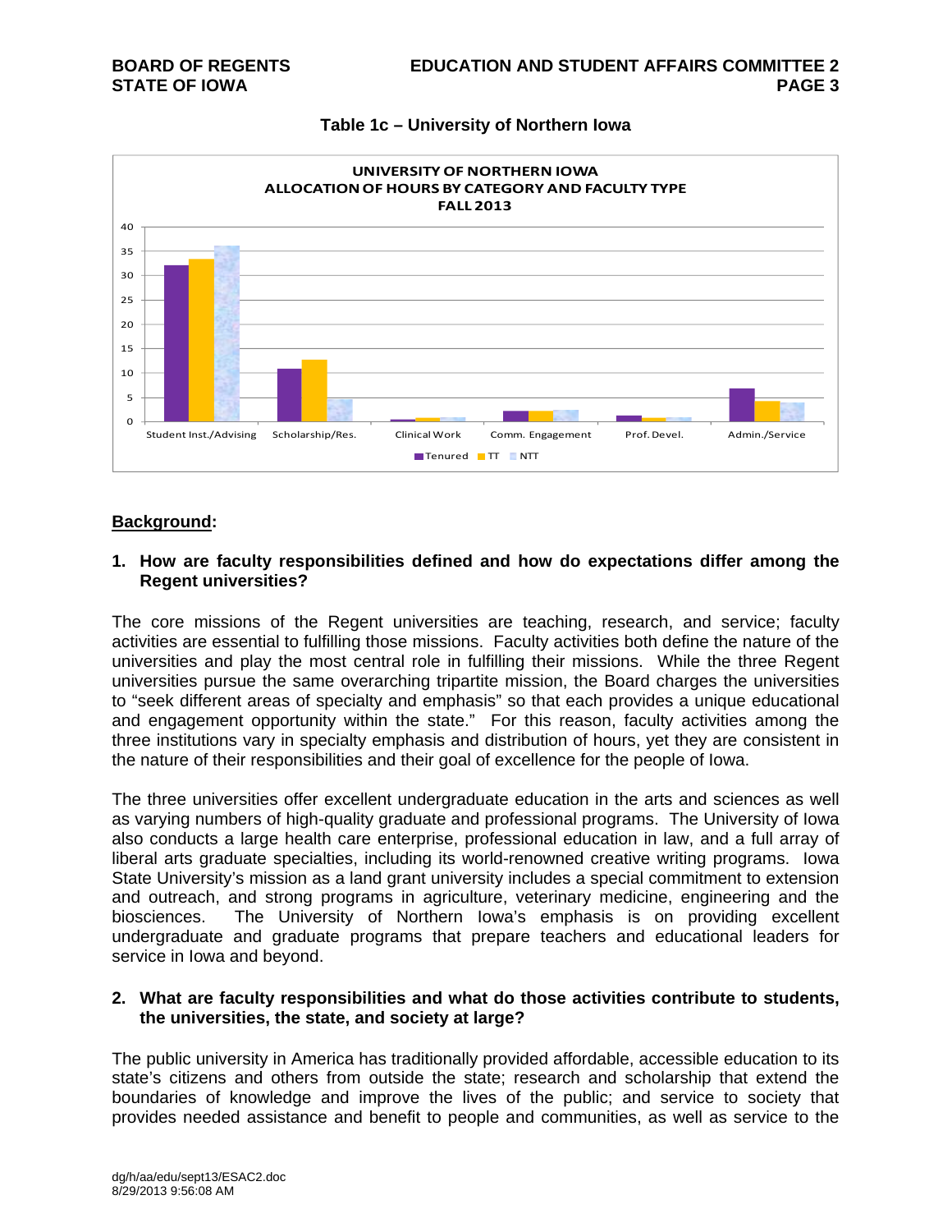**Table 1c – University of Northern Iowa**

**UNIVERSITY OF NORTHERN IOWA**
**ALLOCATION OF HOURS BY CATEGORY AND FACULTY TYPE**
**FALL 2013**

| Category | Tenured | TT | NTT |
|---|---|---|---|
| Student Inst./Advising | 32 | 33.5 | 36 |
| Scholarship/Res. | 11 | 12.8 | 4.7 |
| Clinical Work | 0.5 | 0.9 | 0.9 |
| Comm. Engagement | 2.3 | 2.3 | 2.5 |
| Prof. Devel. | 1.3 | 0.9 | 0.9 |
| Admin./Service | 6.9 | 4.4 | 4 |

## Background:

### 1. How are faculty responsibilities defined and how do expectations differ among the Regent universities?

The core missions of the Regent universities are teaching, research, and service; faculty activities are essential to fulfilling those missions. Faculty activities both define the nature of the universities and play the most central role in fulfilling their missions. While the three Regent universities pursue the same overarching tripartite mission, the Board charges the universities to "seek different areas of specialty and emphasis" so that each provides a unique educational and engagement opportunity within the state." For this reason, faculty activities among the three institutions vary in specialty emphasis and distribution of hours, yet they are consistent in the nature of their responsibilities and their goal of excellence for the people of Iowa.

The three universities offer excellent undergraduate education in the arts and sciences as well as varying numbers of high-quality graduate and professional programs. The University of Iowa also conducts a large health care enterprise, professional education in law, and a full array of liberal arts graduate specialties, including its world-renowned creative writing programs. Iowa State University's mission as a land grant university includes a special commitment to extension and outreach, and strong programs in agriculture, veterinary medicine, engineering and the biosciences. The University of Northern Iowa's emphasis is on providing excellent undergraduate and graduate programs that prepare teachers and educational leaders for service in Iowa and beyond.

### 2. What are faculty responsibilities and what do those activities contribute to students, the universities, the state, and society at large?

The public university in America has traditionally provided affordable, accessible education to its state's citizens and others from outside the state; research and scholarship that extend the boundaries of knowledge and improve the lives of the public; and service to society that provides needed assistance and benefit to people and communities, as well as service to the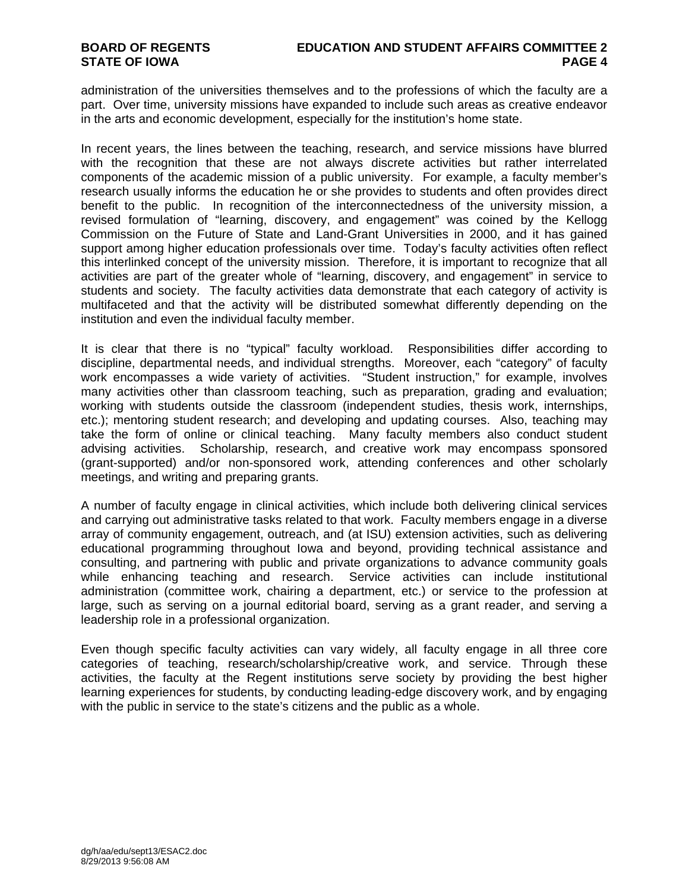administration of the universities themselves and to the professions of which the faculty are a part. Over time, university missions have expanded to include such areas as creative endeavor in the arts and economic development, especially for the institution's home state.

In recent years, the lines between the teaching, research, and service missions have blurred with the recognition that these are not always discrete activities but rather interrelated components of the academic mission of a public university. For example, a faculty member's research usually informs the education he or she provides to students and often provides direct benefit to the public. In recognition of the interconnectedness of the university mission, a revised formulation of "learning, discovery, and engagement" was coined by the Kellogg Commission on the Future of State and Land-Grant Universities in 2000, and it has gained support among higher education professionals over time. Today's faculty activities often reflect this interlinked concept of the university mission. Therefore, it is important to recognize that all activities are part of the greater whole of "learning, discovery, and engagement" in service to students and society. The faculty activities data demonstrate that each category of activity is multifaceted and that the activity will be distributed somewhat differently depending on the institution and even the individual faculty member.

It is clear that there is no "typical" faculty workload. Responsibilities differ according to discipline, departmental needs, and individual strengths. Moreover, each "category" of faculty work encompasses a wide variety of activities. "Student instruction," for example, involves many activities other than classroom teaching, such as preparation, grading and evaluation; working with students outside the classroom (independent studies, thesis work, internships, etc.); mentoring student research; and developing and updating courses. Also, teaching may take the form of online or clinical teaching. Many faculty members also conduct student advising activities. Scholarship, research, and creative work may encompass sponsored (grant-supported) and/or non-sponsored work, attending conferences and other scholarly meetings, and writing and preparing grants.

A number of faculty engage in clinical activities, which include both delivering clinical services and carrying out administrative tasks related to that work. Faculty members engage in a diverse array of community engagement, outreach, and (at ISU) extension activities, such as delivering educational programming throughout Iowa and beyond, providing technical assistance and consulting, and partnering with public and private organizations to advance community goals while enhancing teaching and research. Service activities can include institutional administration (committee work, chairing a department, etc.) or service to the profession at large, such as serving on a journal editorial board, serving as a grant reader, and serving a leadership role in a professional organization.

Even though specific faculty activities can vary widely, all faculty engage in all three core categories of teaching, research/scholarship/creative work, and service. Through these activities, the faculty at the Regent institutions serve society by providing the best higher learning experiences for students, by conducting leading-edge discovery work, and by engaging with the public in service to the state's citizens and the public as a whole.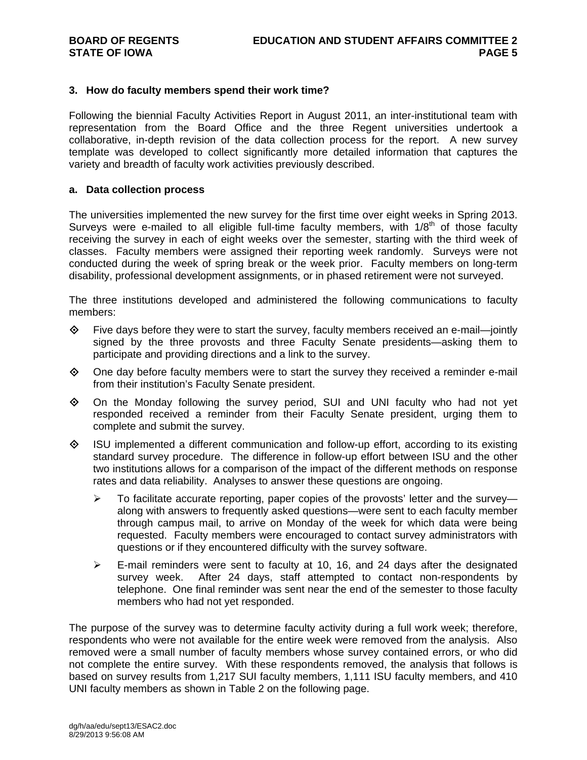### 3. How do faculty members spend their work time?

Following the biennial Faculty Activities Report in August 2011, an inter-institutional team with representation from the Board Office and the three Regent universities undertook a collaborative, in-depth revision of the data collection process for the report. A new survey template was developed to collect significantly more detailed information that captures the variety and breadth of faculty work activities previously described.

#### a. Data collection process

The universities implemented the new survey for the first time over eight weeks in Spring 2013. Surveys were e-mailed to all eligible full-time faculty members, with 1/8th of those faculty receiving the survey in each of eight weeks over the semester, starting with the third week of classes. Faculty members were assigned their reporting week randomly. Surveys were not conducted during the week of spring break or the week prior. Faculty members on long-term disability, professional development assignments, or in phased retirement were not surveyed.

The three institutions developed and administered the following communications to faculty members:

- Five days before they were to start the survey, faculty members received an e-mail—jointly signed by the three provosts and three Faculty Senate presidents—asking them to participate and providing directions and a link to the survey.
- One day before faculty members were to start the survey they received a reminder e-mail from their institution's Faculty Senate president.
- On the Monday following the survey period, SUI and UNI faculty who had not yet responded received a reminder from their Faculty Senate president, urging them to complete and submit the survey.
- ISU implemented a different communication and follow-up effort, according to its existing standard survey procedure. The difference in follow-up effort between ISU and the other two institutions allows for a comparison of the impact of the different methods on response rates and data reliability. Analyses to answer these questions are ongoing.
    - To facilitate accurate reporting, paper copies of the provosts' letter and the survey—along with answers to frequently asked questions—were sent to each faculty member through campus mail, to arrive on Monday of the week for which data were being requested. Faculty members were encouraged to contact survey administrators with questions or if they encountered difficulty with the survey software.
    - E-mail reminders were sent to faculty at 10, 16, and 24 days after the designated survey week. After 24 days, staff attempted to contact non-respondents by telephone. One final reminder was sent near the end of the semester to those faculty members who had not yet responded.

The purpose of the survey was to determine faculty activity during a full work week; therefore, respondents who were not available for the entire week were removed from the analysis. Also removed were a small number of faculty members whose survey contained errors, or who did not complete the entire survey. With these respondents removed, the analysis that follows is based on survey results from 1,217 SUI faculty members, 1,111 ISU faculty members, and 410 UNI faculty members as shown in Table 2 on the following page.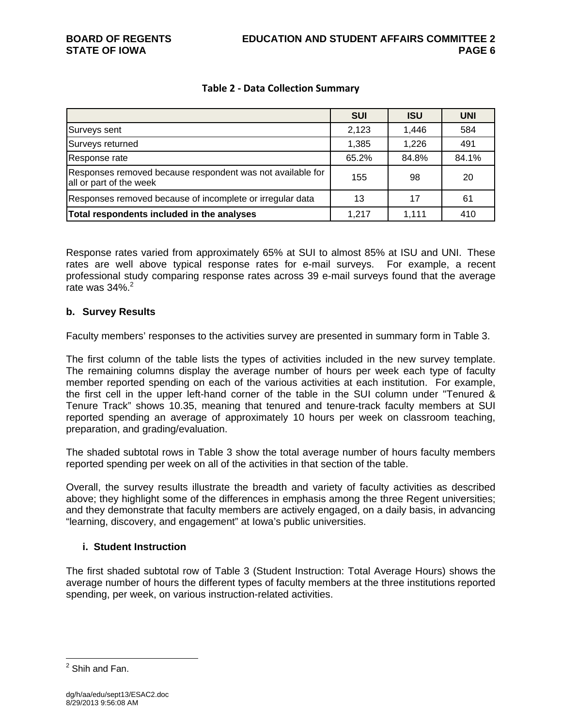**Table 2 - Data Collection Summary**

| | SUI | ISU | UNI |
|---|---|---|---|
| Surveys sent | 2,123 | 1,446 | 584 |
| Surveys returned | 1,385 | 1,226 | 491 |
| Response rate | 65.2% | 84.8% | 84.1% |
| Responses removed because respondent was not available for all or part of the week | 155 | 98 | 20 |
| Responses removed because of incomplete or irregular data | 13 | 17 | 61 |
| **Total respondents included in the analyses** | 1,217 | 1,111 | 410 |

Response rates varied from approximately 65% at SUI to almost 85% at ISU and UNI. These rates are well above typical response rates for e-mail surveys. For example, a recent professional study comparing response rates across 39 e-mail surveys found that the average rate was 34%.[2]

### b. Survey Results

Faculty members' responses to the activities survey are presented in summary form in Table 3.

The first column of the table lists the types of activities included in the new survey template. The remaining columns display the average number of hours per week each type of faculty member reported spending on each of the various activities at each institution. For example, the first cell in the upper left-hand corner of the table in the SUI column under "Tenured & Tenure Track" shows 10.35, meaning that tenured and tenure-track faculty members at SUI reported spending an average of approximately 10 hours per week on classroom teaching, preparation, and grading/evaluation.

The shaded subtotal rows in Table 3 show the total average number of hours faculty members reported spending per week on all of the activities in that section of the table.

Overall, the survey results illustrate the breadth and variety of faculty activities as described above; they highlight some of the differences in emphasis among the three Regent universities; and they demonstrate that faculty members are actively engaged, on a daily basis, in advancing "learning, discovery, and engagement" at Iowa's public universities.

#### i. Student Instruction

The first shaded subtotal row of Table 3 (Student Instruction: Total Average Hours) shows the average number of hours the different types of faculty members at the three institutions reported spending, per week, on various instruction-related activities.

---

[2] Shih and Fan.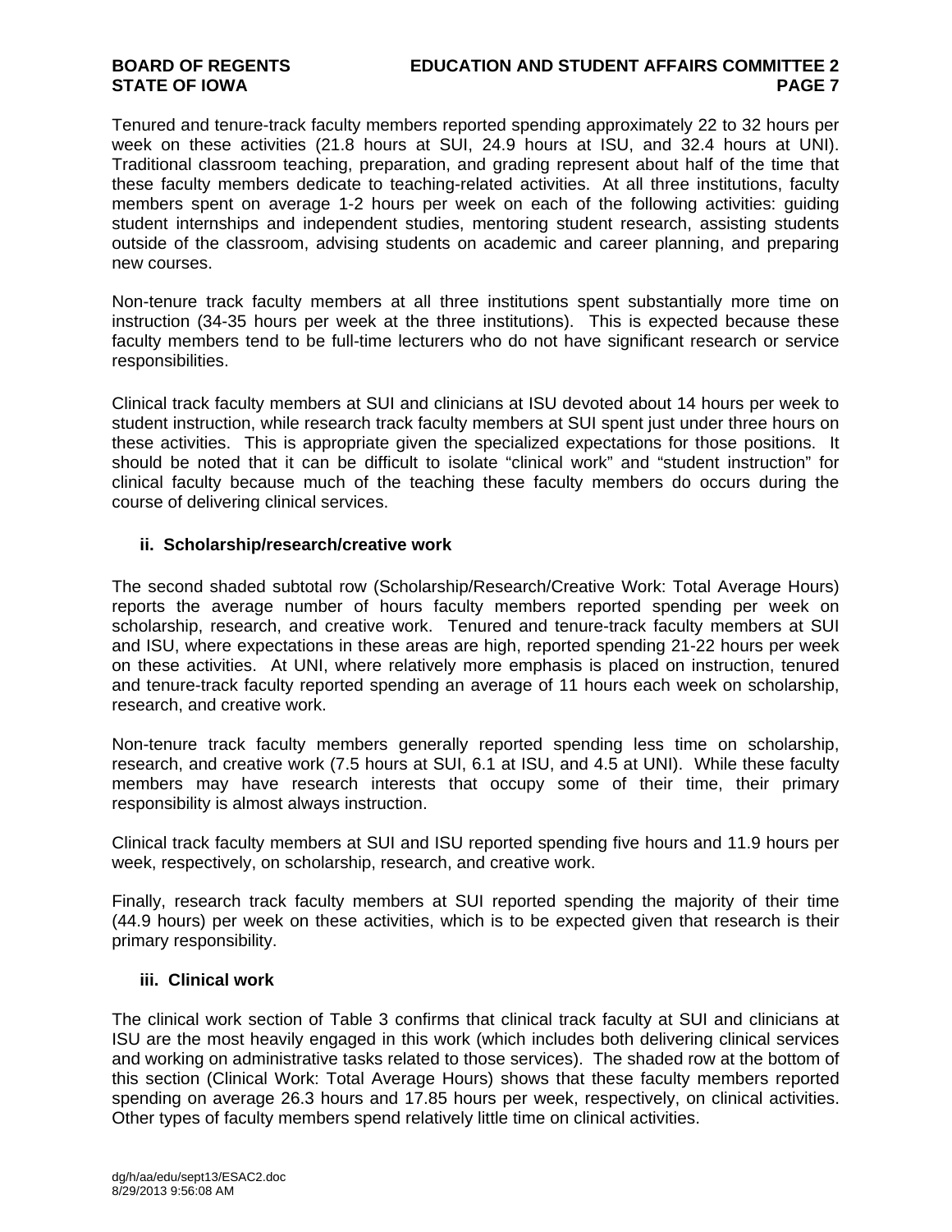Tenured and tenure-track faculty members reported spending approximately 22 to 32 hours per week on these activities (21.8 hours at SUI, 24.9 hours at ISU, and 32.4 hours at UNI). Traditional classroom teaching, preparation, and grading represent about half of the time that these faculty members dedicate to teaching-related activities. At all three institutions, faculty members spent on average 1-2 hours per week on each of the following activities: guiding student internships and independent studies, mentoring student research, assisting students outside of the classroom, advising students on academic and career planning, and preparing new courses.

Non-tenure track faculty members at all three institutions spent substantially more time on instruction (34-35 hours per week at the three institutions). This is expected because these faculty members tend to be full-time lecturers who do not have significant research or service responsibilities.

Clinical track faculty members at SUI and clinicians at ISU devoted about 14 hours per week to student instruction, while research track faculty members at SUI spent just under three hours on these activities. This is appropriate given the specialized expectations for those positions. It should be noted that it can be difficult to isolate "clinical work" and "student instruction" for clinical faculty because much of the teaching these faculty members do occurs during the course of delivering clinical services.

### ii. Scholarship/research/creative work

The second shaded subtotal row (Scholarship/Research/Creative Work: Total Average Hours) reports the average number of hours faculty members reported spending per week on scholarship, research, and creative work. Tenured and tenure-track faculty members at SUI and ISU, where expectations in these areas are high, reported spending 21-22 hours per week on these activities. At UNI, where relatively more emphasis is placed on instruction, tenured and tenure-track faculty reported spending an average of 11 hours each week on scholarship, research, and creative work.

Non-tenure track faculty members generally reported spending less time on scholarship, research, and creative work (7.5 hours at SUI, 6.1 at ISU, and 4.5 at UNI). While these faculty members may have research interests that occupy some of their time, their primary responsibility is almost always instruction.

Clinical track faculty members at SUI and ISU reported spending five hours and 11.9 hours per week, respectively, on scholarship, research, and creative work.

Finally, research track faculty members at SUI reported spending the majority of their time (44.9 hours) per week on these activities, which is to be expected given that research is their primary responsibility.

### iii. Clinical work

The clinical work section of Table 3 confirms that clinical track faculty at SUI and clinicians at ISU are the most heavily engaged in this work (which includes both delivering clinical services and working on administrative tasks related to those services). The shaded row at the bottom of this section (Clinical Work: Total Average Hours) shows that these faculty members reported spending on average 26.3 hours and 17.85 hours per week, respectively, on clinical activities. Other types of faculty members spend relatively little time on clinical activities.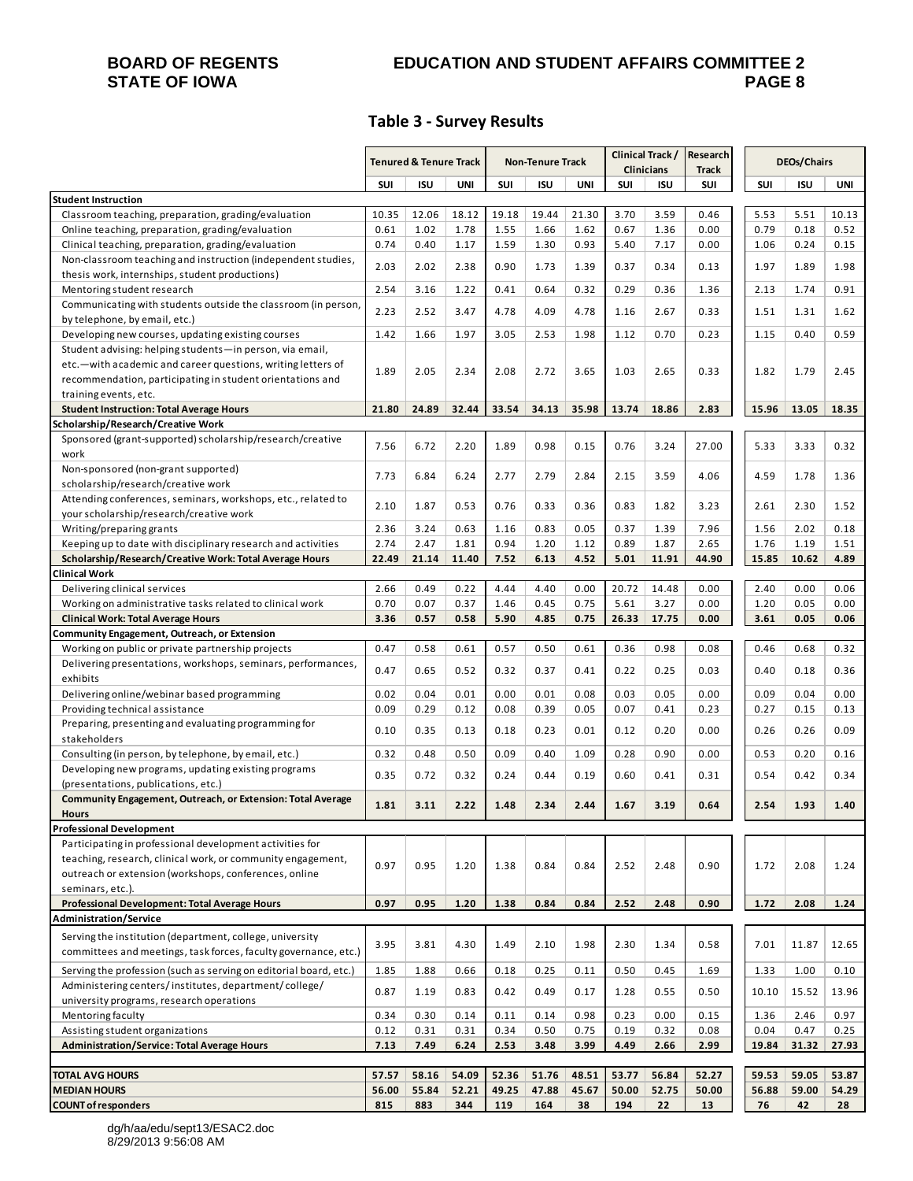## Table 3 - Survey Results

| | Tenured & Tenure Track | | | Non-Tenure Track | | | Clinical Track / Clinicians | | Research Track | DEOs/Chairs | | |
|---|---|---|---|---|---|---|---|---|---|---|---|---|
| | SUI | ISU | UNI | SUI | ISU | UNI | SUI | ISU | SUI | SUI | ISU | UNI |
| **Student Instruction** | | | | | | | | | | | | |
| Classroom teaching, preparation, grading/evaluation | 10.35 | 12.06 | 18.12 | 19.18 | 19.44 | 21.30 | 3.70 | 3.59 | 0.46 | 5.53 | 5.51 | 10.13 |
| Online teaching, preparation, grading/evaluation | 0.61 | 1.02 | 1.78 | 1.55 | 1.66 | 1.62 | 0.67 | 1.36 | 0.00 | 0.79 | 0.18 | 0.52 |
| Clinical teaching, preparation, grading/evaluation | 0.74 | 0.40 | 1.17 | 1.59 | 1.30 | 0.93 | 5.40 | 7.17 | 0.00 | 1.06 | 0.24 | 0.15 |
| Non-classroom teaching and instruction (independent studies, thesis work, internships, student productions) | 2.03 | 2.02 | 2.38 | 0.90 | 1.73 | 1.39 | 0.37 | 0.34 | 0.13 | 1.97 | 1.89 | 1.98 |
| Mentoring student research | 2.54 | 3.16 | 1.22 | 0.41 | 0.64 | 0.32 | 0.29 | 0.36 | 1.36 | 2.13 | 1.74 | 0.91 |
| Communicating with students outside the classroom (in person, by telephone, by email, etc.) | 2.23 | 2.52 | 3.47 | 4.78 | 4.09 | 4.78 | 1.16 | 2.67 | 0.33 | 1.51 | 1.31 | 1.62 |
| Developing new courses, updating existing courses | 1.42 | 1.66 | 1.97 | 3.05 | 2.53 | 1.98 | 1.12 | 0.70 | 0.23 | 1.15 | 0.40 | 0.59 |
| Student advising: helping students—in person, via email, etc.—with academic and career questions, writing letters of recommendation, participating in student orientations and training events, etc. | 1.89 | 2.05 | 2.34 | 2.08 | 2.72 | 3.65 | 1.03 | 2.65 | 0.33 | 1.82 | 1.79 | 2.45 |
| **Student Instruction: Total Average Hours** | **21.80** | **24.89** | **32.44** | **33.54** | **34.13** | **35.98** | **13.74** | **18.86** | **2.83** | **15.96** | **13.05** | **18.35** |
| **Scholarship/Research/Creative Work** | | | | | | | | | | | | |
| Sponsored (grant-supported) scholarship/research/creative work | 7.56 | 6.72 | 2.20 | 1.89 | 0.98 | 0.15 | 0.76 | 3.24 | 27.00 | 5.33 | 3.33 | 0.32 |
| Non-sponsored (non-grant supported) scholarship/research/creative work | 7.73 | 6.84 | 6.24 | 2.77 | 2.79 | 2.84 | 2.15 | 3.59 | 4.06 | 4.59 | 1.78 | 1.36 |
| Attending conferences, seminars, workshops, etc., related to your scholarship/research/creative work | 2.10 | 1.87 | 0.53 | 0.76 | 0.33 | 0.36 | 0.83 | 1.82 | 3.23 | 2.61 | 2.30 | 1.52 |
| Writing/preparing grants | 2.36 | 3.24 | 0.63 | 1.16 | 0.83 | 0.05 | 0.37 | 1.39 | 7.96 | 1.56 | 2.02 | 0.18 |
| Keeping up to date with disciplinary research and activities | 2.74 | 2.47 | 1.81 | 0.94 | 1.20 | 1.12 | 0.89 | 1.87 | 2.65 | 1.76 | 1.19 | 1.51 |
| **Scholarship/Research/Creative Work: Total Average Hours** | **22.49** | **21.14** | **11.40** | **7.52** | **6.13** | **4.52** | **5.01** | **11.91** | **44.90** | **15.85** | **10.62** | **4.89** |
| **Clinical Work** | | | | | | | | | | | | |
| Delivering clinical services | 2.66 | 0.49 | 0.22 | 4.44 | 4.40 | 0.00 | 20.72 | 14.48 | 0.00 | 2.40 | 0.00 | 0.06 |
| Working on administrative tasks related to clinical work | 0.70 | 0.07 | 0.37 | 1.46 | 0.45 | 0.75 | 5.61 | 3.27 | 0.00 | 1.20 | 0.05 | 0.00 |
| **Clinical Work: Total Average Hours** | **3.36** | **0.57** | **0.58** | **5.90** | **4.85** | **0.75** | **26.33** | **17.75** | **0.00** | **3.61** | **0.05** | **0.06** |
| **Community Engagement, Outreach, or Extension** | | | | | | | | | | | | |
| Working on public or private partnership projects | 0.47 | 0.58 | 0.61 | 0.57 | 0.50 | 0.61 | 0.36 | 0.98 | 0.08 | 0.46 | 0.68 | 0.32 |
| Delivering presentations, workshops, seminars, performances, exhibits | 0.47 | 0.65 | 0.52 | 0.32 | 0.37 | 0.41 | 0.22 | 0.25 | 0.03 | 0.40 | 0.18 | 0.36 |
| Delivering online/webinar based programming | 0.02 | 0.04 | 0.01 | 0.00 | 0.01 | 0.08 | 0.03 | 0.05 | 0.00 | 0.09 | 0.04 | 0.00 |
| Providing technical assistance | 0.09 | 0.29 | 0.12 | 0.08 | 0.39 | 0.05 | 0.07 | 0.41 | 0.23 | 0.27 | 0.15 | 0.13 |
| Preparing, presenting and evaluating programming for stakeholders | 0.10 | 0.35 | 0.13 | 0.18 | 0.23 | 0.01 | 0.12 | 0.20 | 0.00 | 0.26 | 0.26 | 0.09 |
| Consulting (in person, by telephone, by email, etc.) | 0.32 | 0.48 | 0.50 | 0.09 | 0.40 | 1.09 | 0.28 | 0.90 | 0.00 | 0.53 | 0.20 | 0.16 |
| Developing new programs, updating existing programs (presentations, publications, etc.) | 0.35 | 0.72 | 0.32 | 0.24 | 0.44 | 0.19 | 0.60 | 0.41 | 0.31 | 0.54 | 0.42 | 0.34 |
| **Community Engagement, Outreach, or Extension: Total Average Hours** | **1.81** | **3.11** | **2.22** | **1.48** | **2.34** | **2.44** | **1.67** | **3.19** | **0.64** | **2.54** | **1.93** | **1.40** |
| **Professional Development** | | | | | | | | | | | | |
| Participating in professional development activities for teaching, research, clinical work, or community engagement, outreach or extension (workshops, conferences, online seminars, etc.). | 0.97 | 0.95 | 1.20 | 1.38 | 0.84 | 0.84 | 2.52 | 2.48 | 0.90 | 1.72 | 2.08 | 1.24 |
| **Professional Development: Total Average Hours** | **0.97** | **0.95** | **1.20** | **1.38** | **0.84** | **0.84** | **2.52** | **2.48** | **0.90** | **1.72** | **2.08** | **1.24** |
| **Administration/Service** | | | | | | | | | | | | |
| Serving the institution (department, college, university committees and meetings, task forces, faculty governance, etc.) | 3.95 | 3.81 | 4.30 | 1.49 | 2.10 | 1.98 | 2.30 | 1.34 | 0.58 | 7.01 | 11.87 | 12.65 |
| Serving the profession (such as serving on editorial board, etc.) | 1.85 | 1.88 | 0.66 | 0.18 | 0.25 | 0.11 | 0.50 | 0.45 | 1.69 | 1.33 | 1.00 | 0.10 |
| Administering centers/institutes, department/college/university programs, research operations | 0.87 | 1.19 | 0.83 | 0.42 | 0.49 | 0.17 | 1.28 | 0.55 | 0.50 | 10.10 | 15.52 | 13.96 |
| Mentoring faculty | 0.34 | 0.30 | 0.14 | 0.11 | 0.14 | 0.98 | 0.23 | 0.00 | 0.15 | 1.36 | 2.46 | 0.97 |
| Assisting student organizations | 0.12 | 0.31 | 0.31 | 0.34 | 0.50 | 0.75 | 0.19 | 0.32 | 0.08 | 0.04 | 0.47 | 0.25 |
| **Administration/Service: Total Average Hours** | **7.13** | **7.49** | **6.24** | **2.53** | **3.48** | **3.99** | **4.49** | **2.66** | **2.99** | **19.84** | **31.32** | **27.93** |
| **TOTAL AVG HOURS** | **57.57** | **58.16** | **54.09** | **52.36** | **51.76** | **48.51** | **53.77** | **56.84** | **52.27** | **59.53** | **59.05** | **53.87** |
| **MEDIAN HOURS** | **56.00** | **55.84** | **52.21** | **49.25** | **47.88** | **45.67** | **50.00** | **52.75** | **50.00** | **56.88** | **59.00** | **54.29** |
| **COUNT of responders** | **815** | **883** | **344** | **119** | **164** | **38** | **194** | **22** | **13** | **76** | **42** | **28** |

dg/h/aa/edu/sept13/ESAC2.doc
8/29/2013 9:56:08 AM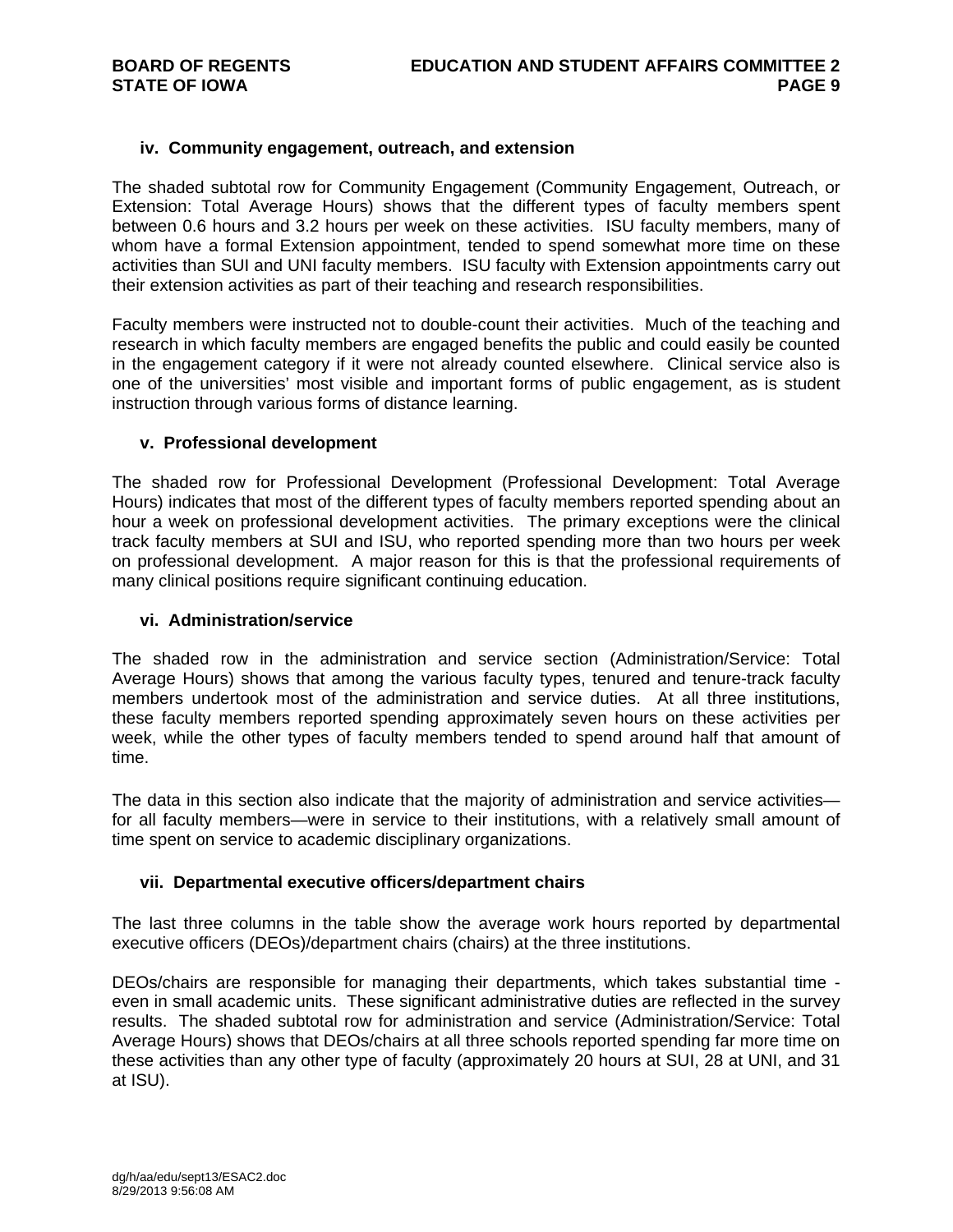### iv. Community engagement, outreach, and extension

The shaded subtotal row for Community Engagement (Community Engagement, Outreach, or Extension: Total Average Hours) shows that the different types of faculty members spent between 0.6 hours and 3.2 hours per week on these activities. ISU faculty members, many of whom have a formal Extension appointment, tended to spend somewhat more time on these activities than SUI and UNI faculty members. ISU faculty with Extension appointments carry out their extension activities as part of their teaching and research responsibilities.

Faculty members were instructed not to double-count their activities. Much of the teaching and research in which faculty members are engaged benefits the public and could easily be counted in the engagement category if it were not already counted elsewhere. Clinical service also is one of the universities' most visible and important forms of public engagement, as is student instruction through various forms of distance learning.

### v. Professional development

The shaded row for Professional Development (Professional Development: Total Average Hours) indicates that most of the different types of faculty members reported spending about an hour a week on professional development activities. The primary exceptions were the clinical track faculty members at SUI and ISU, who reported spending more than two hours per week on professional development. A major reason for this is that the professional requirements of many clinical positions require significant continuing education.

### vi. Administration/service

The shaded row in the administration and service section (Administration/Service: Total Average Hours) shows that among the various faculty types, tenured and tenure-track faculty members undertook most of the administration and service duties. At all three institutions, these faculty members reported spending approximately seven hours on these activities per week, while the other types of faculty members tended to spend around half that amount of time.

The data in this section also indicate that the majority of administration and service activities—for all faculty members—were in service to their institutions, with a relatively small amount of time spent on service to academic disciplinary organizations.

### vii. Departmental executive officers/department chairs

The last three columns in the table show the average work hours reported by departmental executive officers (DEOs)/department chairs (chairs) at the three institutions.

DEOs/chairs are responsible for managing their departments, which takes substantial time - even in small academic units. These significant administrative duties are reflected in the survey results. The shaded subtotal row for administration and service (Administration/Service: Total Average Hours) shows that DEOs/chairs at all three schools reported spending far more time on these activities than any other type of faculty (approximately 20 hours at SUI, 28 at UNI, and 31 at ISU).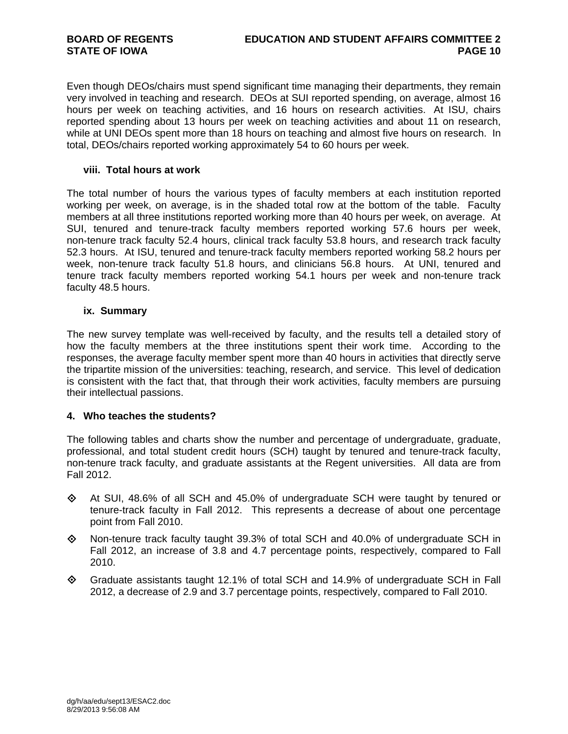Even though DEOs/chairs must spend significant time managing their departments, they remain very involved in teaching and research. DEOs at SUI reported spending, on average, almost 16 hours per week on teaching activities, and 16 hours on research activities. At ISU, chairs reported spending about 13 hours per week on teaching activities and about 11 on research, while at UNI DEOs spent more than 18 hours on teaching and almost five hours on research. In total, DEOs/chairs reported working approximately 54 to 60 hours per week.

### viii. Total hours at work

The total number of hours the various types of faculty members at each institution reported working per week, on average, is in the shaded total row at the bottom of the table. Faculty members at all three institutions reported working more than 40 hours per week, on average. At SUI, tenured and tenure-track faculty members reported working 57.6 hours per week, non-tenure track faculty 52.4 hours, clinical track faculty 53.8 hours, and research track faculty 52.3 hours. At ISU, tenured and tenure-track faculty members reported working 58.2 hours per week, non-tenure track faculty 51.8 hours, and clinicians 56.8 hours. At UNI, tenured and tenure track faculty members reported working 54.1 hours per week and non-tenure track faculty 48.5 hours.

### ix. Summary

The new survey template was well-received by faculty, and the results tell a detailed story of how the faculty members at the three institutions spent their work time. According to the responses, the average faculty member spent more than 40 hours in activities that directly serve the tripartite mission of the universities: teaching, research, and service. This level of dedication is consistent with the fact that, that through their work activities, faculty members are pursuing their intellectual passions.

## 4. Who teaches the students?

The following tables and charts show the number and percentage of undergraduate, graduate, professional, and total student credit hours (SCH) taught by tenured and tenure-track faculty, non-tenure track faculty, and graduate assistants at the Regent universities. All data are from Fall 2012.

- At SUI, 48.6% of all SCH and 45.0% of undergraduate SCH were taught by tenured or tenure-track faculty in Fall 2012. This represents a decrease of about one percentage point from Fall 2010.
- Non-tenure track faculty taught 39.3% of total SCH and 40.0% of undergraduate SCH in Fall 2012, an increase of 3.8 and 4.7 percentage points, respectively, compared to Fall 2010.
- Graduate assistants taught 12.1% of total SCH and 14.9% of undergraduate SCH in Fall 2012, a decrease of 2.9 and 3.7 percentage points, respectively, compared to Fall 2010.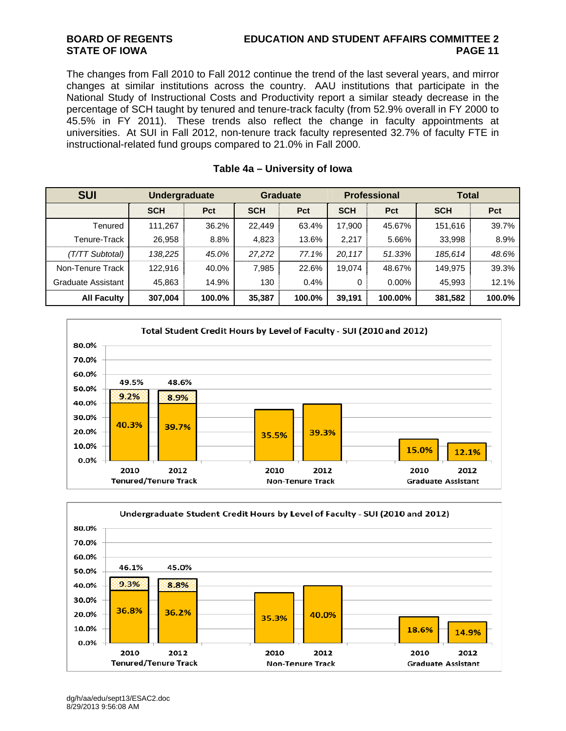The changes from Fall 2010 to Fall 2012 continue the trend of the last several years, and mirror changes at similar institutions across the country. AAU institutions that participate in the National Study of Instructional Costs and Productivity report a similar steady decrease in the percentage of SCH taught by tenured and tenure-track faculty (from 52.9% overall in FY 2000 to 45.5% in FY 2011). These trends also reflect the change in faculty appointments at universities. At SUI in Fall 2012, non-tenure track faculty represented 32.7% of faculty FTE in instructional-related fund groups compared to 21.0% in Fall 2000.

### Table 4a – University of Iowa

| SUI | Undergraduate | | Graduate | | Professional | | Total | |
|---|---|---|---|---|---|---|---|---|
| | SCH | Pct | SCH | Pct | SCH | Pct | SCH | Pct |
| Tenured | 111,267 | 36.2% | 22,449 | 63.4% | 17,900 | 45.67% | 151,616 | 39.7% |
| Tenure-Track | 26,958 | 8.8% | 4,823 | 13.6% | 2,217 | 5.66% | 33,998 | 8.9% |
| *(T/TT Subtotal)* | *138,225* | *45.0%* | *27,272* | *77.1%* | *20,117* | *51.33%* | *185,614* | *48.6%* |
| Non-Tenure Track | 122,916 | 40.0% | 7,985 | 22.6% | 19,074 | 48.67% | 149,975 | 39.3% |
| Graduate Assistant | 45,863 | 14.9% | 130 | 0.4% | 0 | 0.00% | 45,993 | 12.1% |
| **All Faculty** | **307,004** | **100.0%** | **35,387** | **100.0%** | **39,191** | **100.00%** | **381,582** | **100.0%** |

**Total Student Credit Hours by Level of Faculty - SUI (2010 and 2012)**

| | Tenured | Tenure-Track | Total |
|---|---|---|---|
| Tenured/Tenure Track 2010 | 40.3% | 9.2% | 49.5% |
| Tenured/Tenure Track 2012 | 39.7% | 8.9% | 48.6% |
| Non-Tenure Track 2010 | | | 35.5% |
| Non-Tenure Track 2012 | | | 39.3% |
| Graduate Assistant 2010 | | | 15.0% |
| Graduate Assistant 2012 | | | 12.1% |

**Undergraduate Student Credit Hours by Level of Faculty - SUI (2010 and 2012)**

| | Tenured | Tenure-Track | Total |
|---|---|---|---|
| Tenured/Tenure Track 2010 | 36.8% | 9.3% | 46.1% |
| Tenured/Tenure Track 2012 | 36.2% | 8.8% | 45.0% |
| Non-Tenure Track 2010 | | | 35.3% |
| Non-Tenure Track 2012 | | | 40.0% |
| Graduate Assistant 2010 | | | 18.6% |
| Graduate Assistant 2012 | | | 14.9% |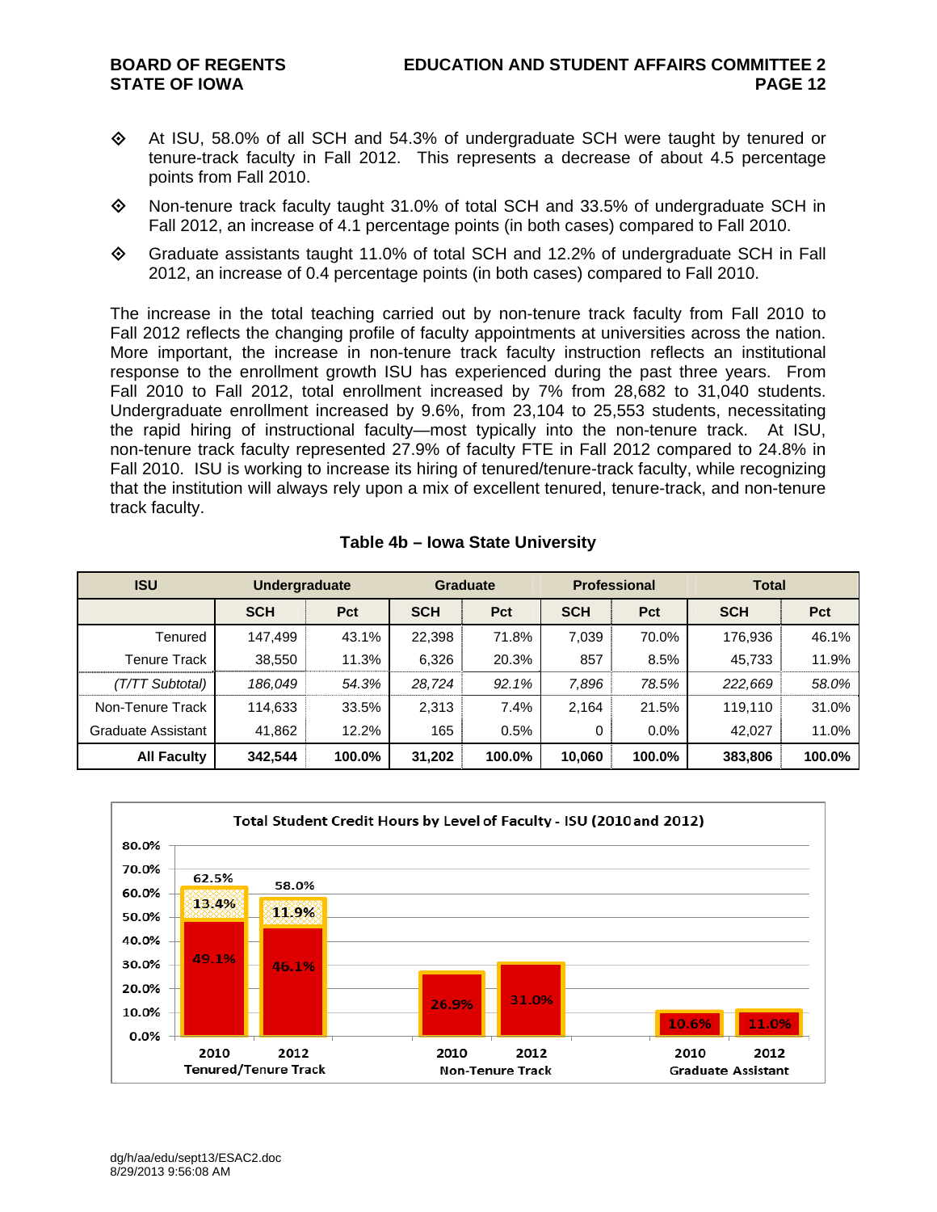- At ISU, 58.0% of all SCH and 54.3% of undergraduate SCH were taught by tenured or tenure-track faculty in Fall 2012. This represents a decrease of about 4.5 percentage points from Fall 2010.
- Non-tenure track faculty taught 31.0% of total SCH and 33.5% of undergraduate SCH in Fall 2012, an increase of 4.1 percentage points (in both cases) compared to Fall 2010.
- Graduate assistants taught 11.0% of total SCH and 12.2% of undergraduate SCH in Fall 2012, an increase of 0.4 percentage points (in both cases) compared to Fall 2010.

The increase in the total teaching carried out by non-tenure track faculty from Fall 2010 to Fall 2012 reflects the changing profile of faculty appointments at universities across the nation. More important, the increase in non-tenure track faculty instruction reflects an institutional response to the enrollment growth ISU has experienced during the past three years. From Fall 2010 to Fall 2012, total enrollment increased by 7% from 28,682 to 31,040 students. Undergraduate enrollment increased by 9.6%, from 23,104 to 25,553 students, necessitating the rapid hiring of instructional faculty—most typically into the non-tenure track. At ISU, non-tenure track faculty represented 27.9% of faculty FTE in Fall 2012 compared to 24.8% in Fall 2010. ISU is working to increase its hiring of tenured/tenure-track faculty, while recognizing that the institution will always rely upon a mix of excellent tenured, tenure-track, and non-tenure track faculty.

**Table 4b – Iowa State University**

| ISU | Undergraduate | | Graduate | | Professional | | Total | |
|---|---|---|---|---|---|---|---|---|
| | SCH | Pct | SCH | Pct | SCH | Pct | SCH | Pct |
| Tenured | 147,499 | 43.1% | 22,398 | 71.8% | 7,039 | 70.0% | 176,936 | 46.1% |
| Tenure Track | 38,550 | 11.3% | 6,326 | 20.3% | 857 | 8.5% | 45,733 | 11.9% |
| *(T/TT Subtotal)* | *186,049* | *54.3%* | *28,724* | *92.1%* | *7,896* | *78.5%* | *222,669* | *58.0%* |
| Non-Tenure Track | 114,633 | 33.5% | 2,313 | 7.4% | 2,164 | 21.5% | 119,110 | 31.0% |
| Graduate Assistant | 41,862 | 12.2% | 165 | 0.5% | 0 | 0.0% | 42,027 | 11.0% |
| **All Faculty** | **342,544** | **100.0%** | **31,202** | **100.0%** | **10,060** | **100.0%** | **383,806** | **100.0%** |

**Total Student Credit Hours by Level of Faculty - ISU (2010 and 2012)**

| | 2010 | 2012 |
|---|---|---|
| Tenured/Tenure Track (total) | 62.5% | 58.0% |
| – Tenured | 49.1% | 46.1% |
| – Tenure Track | 13.4% | 11.9% |
| Non-Tenure Track | 26.9% | 31.0% |
| Graduate Assistant | 10.6% | 11.0% |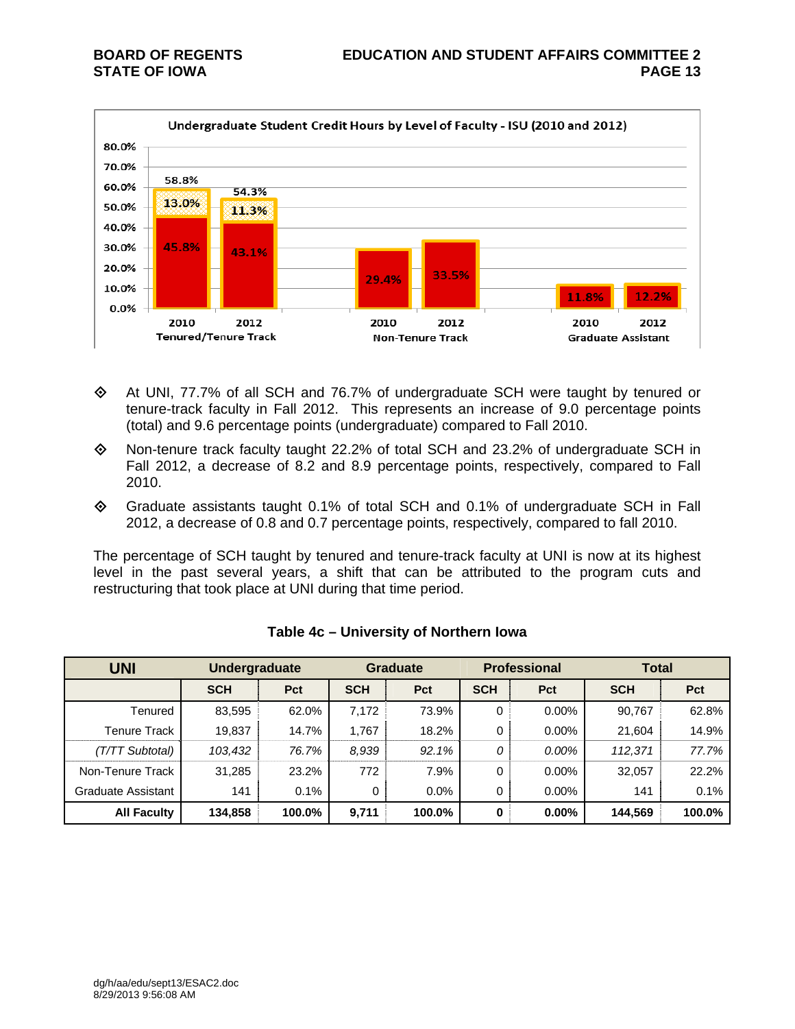Undergraduate Student Credit Hours by Level of Faculty - ISU (2010 and 2012)

| | Tenured/Tenure Track 2010 | Tenured/Tenure Track 2012 | Non-Tenure Track 2010 | Non-Tenure Track 2012 | Graduate Assistant 2010 | Graduate Assistant 2012 |
|---|---|---|---|---|---|---|
| Total | 58.8% | 54.3% | 29.4% | 33.5% | 11.8% | 12.2% |
| Tenured | 45.8% | 43.1% | | | | |
| Tenure Track | 13.0% | 11.3% | | | | |

- At UNI, 77.7% of all SCH and 76.7% of undergraduate SCH were taught by tenured or tenure-track faculty in Fall 2012. This represents an increase of 9.0 percentage points (total) and 9.6 percentage points (undergraduate) compared to Fall 2010.
- Non-tenure track faculty taught 22.2% of total SCH and 23.2% of undergraduate SCH in Fall 2012, a decrease of 8.2 and 8.9 percentage points, respectively, compared to Fall 2010.
- Graduate assistants taught 0.1% of total SCH and 0.1% of undergraduate SCH in Fall 2012, a decrease of 0.8 and 0.7 percentage points, respectively, compared to fall 2010.

The percentage of SCH taught by tenured and tenure-track faculty at UNI is now at its highest level in the past several years, a shift that can be attributed to the program cuts and restructuring that took place at UNI during that time period.

**Table 4c – University of Northern Iowa**

| UNI | Undergraduate | | Graduate | | Professional | | Total | |
|---|---|---|---|---|---|---|---|---|
| | SCH | Pct | SCH | Pct | SCH | Pct | SCH | Pct |
| Tenured | 83,595 | 62.0% | 7,172 | 73.9% | 0 | 0.00% | 90,767 | 62.8% |
| Tenure Track | 19,837 | 14.7% | 1,767 | 18.2% | 0 | 0.00% | 21,604 | 14.9% |
| *(T/TT Subtotal)* | *103,432* | *76.7%* | *8,939* | *92.1%* | *0* | *0.00%* | *112,371* | *77.7%* |
| Non-Tenure Track | 31,285 | 23.2% | 772 | 7.9% | 0 | 0.00% | 32,057 | 22.2% |
| Graduate Assistant | 141 | 0.1% | 0 | 0.0% | 0 | 0.00% | 141 | 0.1% |
| **All Faculty** | **134,858** | **100.0%** | **9,711** | **100.0%** | **0** | **0.00%** | **144,569** | **100.0%** |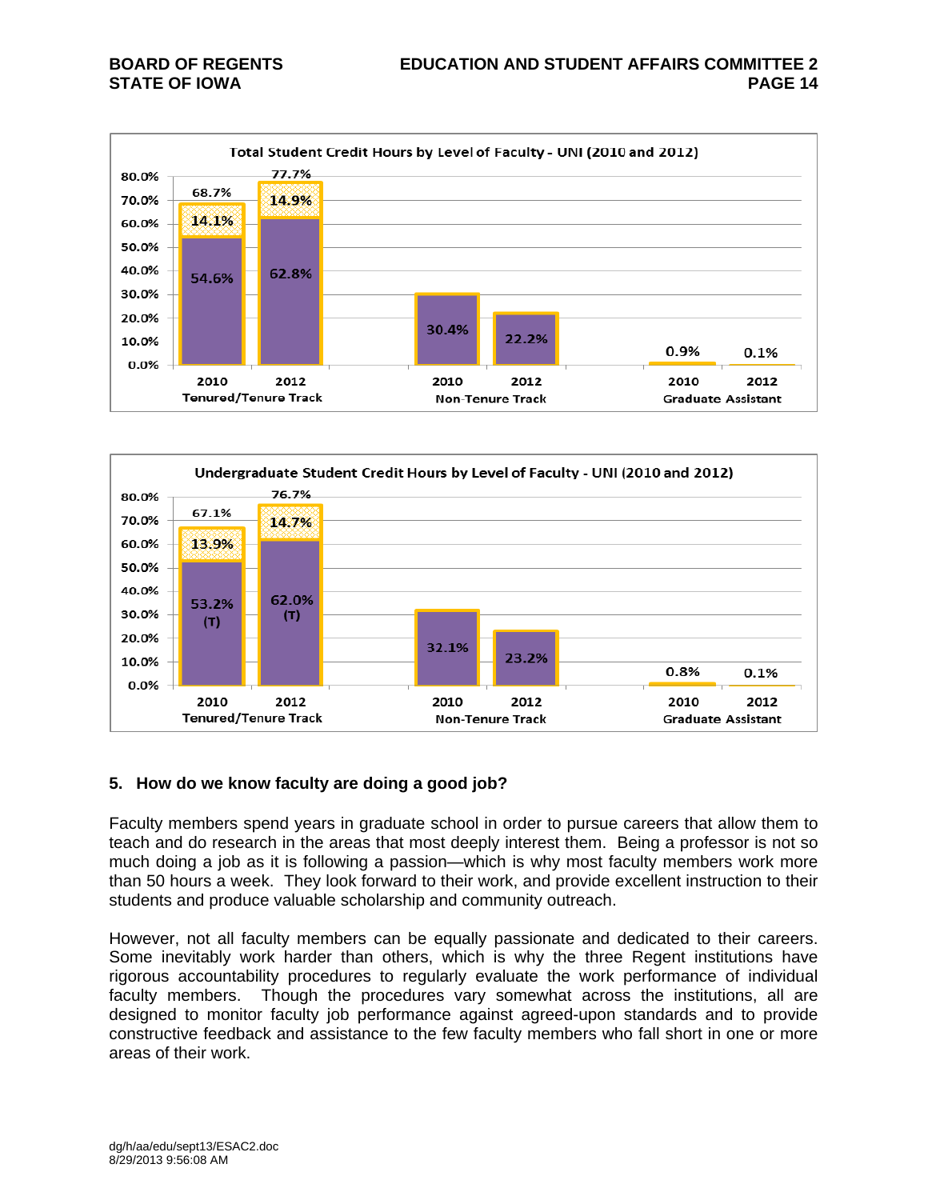**Total Student Credit Hours by Level of Faculty - UNI (2010 and 2012)**

| Level of Faculty | 2010 | 2012 |
|---|---|---|
| Tenured/Tenure Track (total) | 68.7% | 77.7% |
| Tenured/Tenure Track (upper segment) | 14.1% | 14.9% |
| Tenured/Tenure Track (lower segment) | 54.6% | 62.8% |
| Non-Tenure Track | 30.4% | 22.2% |
| Graduate Assistant | 0.9% | 0.1% |

**Undergraduate Student Credit Hours by Level of Faculty - UNI (2010 and 2012)**

| Level of Faculty | 2010 | 2012 |
|---|---|---|
| Tenured/Tenure Track (total) | 67.1% | 76.7% |
| Tenured/Tenure Track (upper segment) | 13.9% | 14.7% |
| Tenured/Tenure Track (lower segment) | 53.2% (T) | 62.0% (T) |
| Non-Tenure Track | 32.1% | 23.2% |
| Graduate Assistant | 0.8% | 0.1% |

**5. How do we know faculty are doing a good job?**

Faculty members spend years in graduate school in order to pursue careers that allow them to teach and do research in the areas that most deeply interest them. Being a professor is not so much doing a job as it is following a passion—which is why most faculty members work more than 50 hours a week. They look forward to their work, and provide excellent instruction to their students and produce valuable scholarship and community outreach.

However, not all faculty members can be equally passionate and dedicated to their careers. Some inevitably work harder than others, which is why the three Regent institutions have rigorous accountability procedures to regularly evaluate the work performance of individual faculty members. Though the procedures vary somewhat across the institutions, all are designed to monitor faculty job performance against agreed-upon standards and to provide constructive feedback and assistance to the few faculty members who fall short in one or more areas of their work.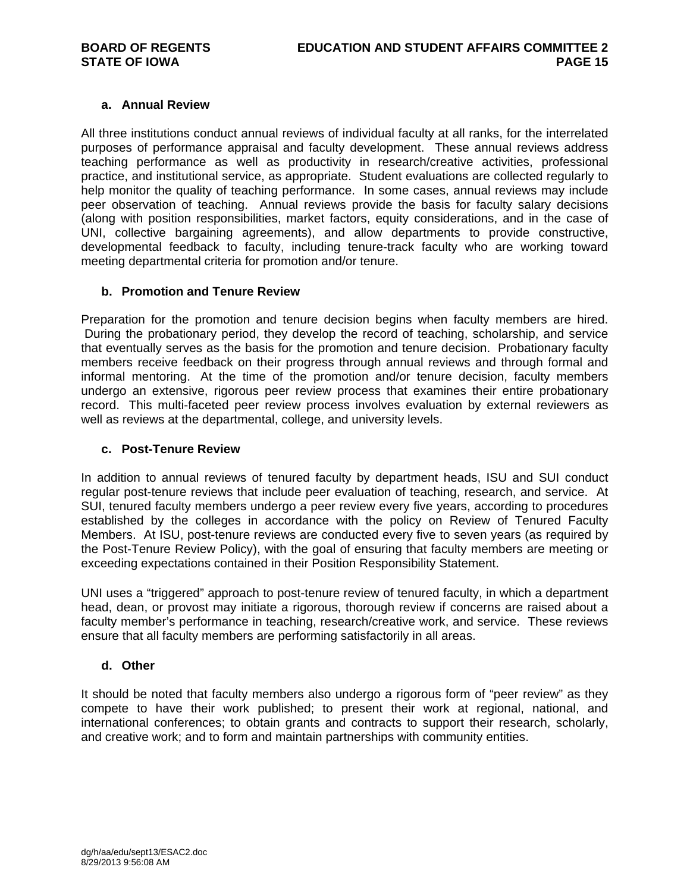### a. Annual Review

All three institutions conduct annual reviews of individual faculty at all ranks, for the interrelated purposes of performance appraisal and faculty development. These annual reviews address teaching performance as well as productivity in research/creative activities, professional practice, and institutional service, as appropriate. Student evaluations are collected regularly to help monitor the quality of teaching performance. In some cases, annual reviews may include peer observation of teaching. Annual reviews provide the basis for faculty salary decisions (along with position responsibilities, market factors, equity considerations, and in the case of UNI, collective bargaining agreements), and allow departments to provide constructive, developmental feedback to faculty, including tenure-track faculty who are working toward meeting departmental criteria for promotion and/or tenure.

### b. Promotion and Tenure Review

Preparation for the promotion and tenure decision begins when faculty members are hired. During the probationary period, they develop the record of teaching, scholarship, and service that eventually serves as the basis for the promotion and tenure decision. Probationary faculty members receive feedback on their progress through annual reviews and through formal and informal mentoring. At the time of the promotion and/or tenure decision, faculty members undergo an extensive, rigorous peer review process that examines their entire probationary record. This multi-faceted peer review process involves evaluation by external reviewers as well as reviews at the departmental, college, and university levels.

### c. Post-Tenure Review

In addition to annual reviews of tenured faculty by department heads, ISU and SUI conduct regular post-tenure reviews that include peer evaluation of teaching, research, and service. At SUI, tenured faculty members undergo a peer review every five years, according to procedures established by the colleges in accordance with the policy on Review of Tenured Faculty Members. At ISU, post-tenure reviews are conducted every five to seven years (as required by the Post-Tenure Review Policy), with the goal of ensuring that faculty members are meeting or exceeding expectations contained in their Position Responsibility Statement.

UNI uses a "triggered" approach to post-tenure review of tenured faculty, in which a department head, dean, or provost may initiate a rigorous, thorough review if concerns are raised about a faculty member's performance in teaching, research/creative work, and service. These reviews ensure that all faculty members are performing satisfactorily in all areas.

### d. Other

It should be noted that faculty members also undergo a rigorous form of "peer review" as they compete to have their work published; to present their work at regional, national, and international conferences; to obtain grants and contracts to support their research, scholarly, and creative work; and to form and maintain partnerships with community entities.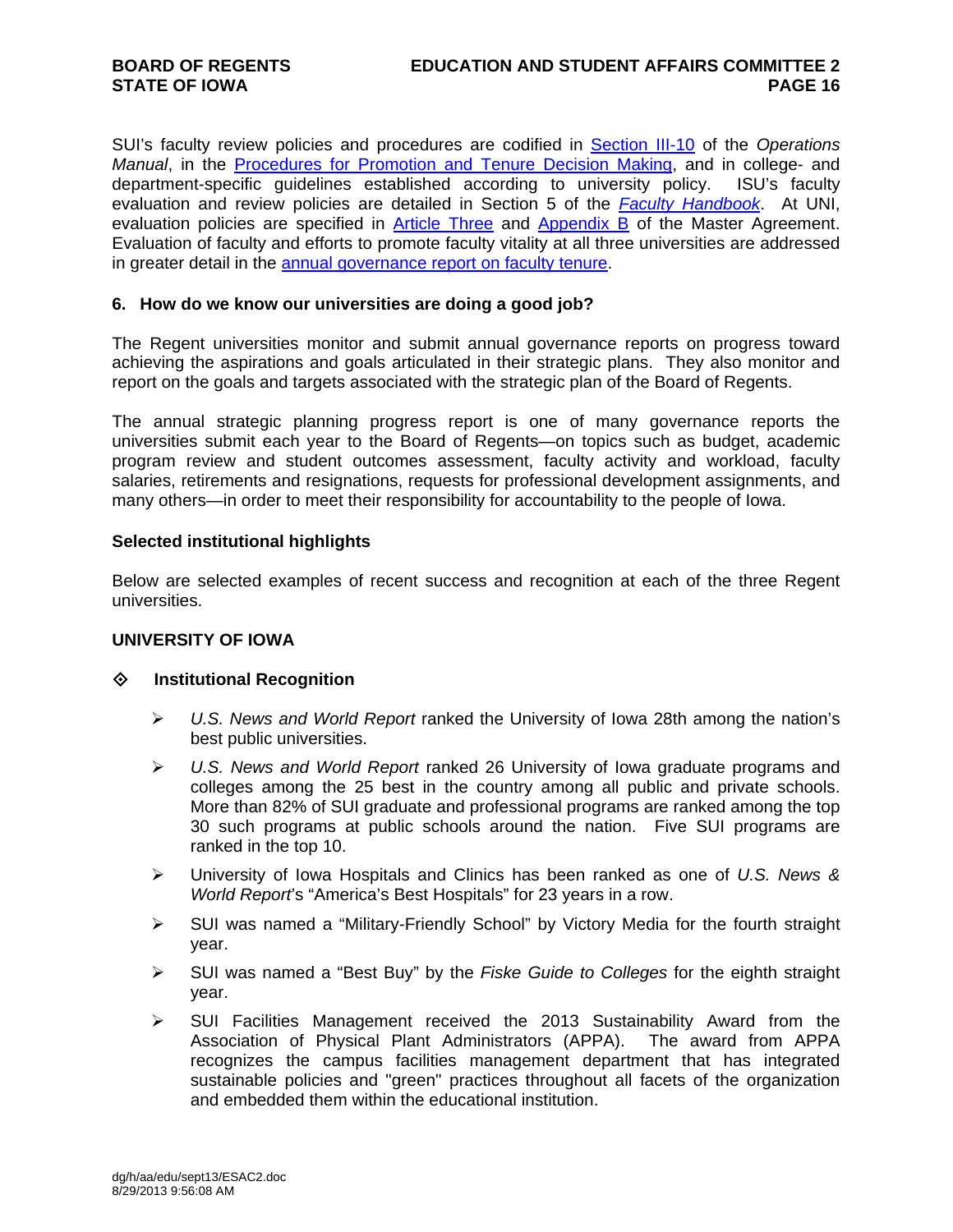SUI's faculty review policies and procedures are codified in Section III-10 of the *Operations Manual*, in the Procedures for Promotion and Tenure Decision Making, and in college- and department-specific guidelines established according to university policy. ISU's faculty evaluation and review policies are detailed in Section 5 of the *Faculty Handbook*. At UNI, evaluation policies are specified in Article Three and Appendix B of the Master Agreement. Evaluation of faculty and efforts to promote faculty vitality at all three universities are addressed in greater detail in the annual governance report on faculty tenure.

**6. How do we know our universities are doing a good job?**

The Regent universities monitor and submit annual governance reports on progress toward achieving the aspirations and goals articulated in their strategic plans. They also monitor and report on the goals and targets associated with the strategic plan of the Board of Regents.

The annual strategic planning progress report is one of many governance reports the universities submit each year to the Board of Regents—on topics such as budget, academic program review and student outcomes assessment, faculty activity and workload, faculty salaries, retirements and resignations, requests for professional development assignments, and many others—in order to meet their responsibility for accountability to the people of Iowa.

**Selected institutional highlights**

Below are selected examples of recent success and recognition at each of the three Regent universities.

**UNIVERSITY OF IOWA**

- **Institutional Recognition**
  - *U.S. News and World Report* ranked the University of Iowa 28th among the nation's best public universities.
  - *U.S. News and World Report* ranked 26 University of Iowa graduate programs and colleges among the 25 best in the country among all public and private schools. More than 82% of SUI graduate and professional programs are ranked among the top 30 such programs at public schools around the nation. Five SUI programs are ranked in the top 10.
  - University of Iowa Hospitals and Clinics has been ranked as one of *U.S. News & World Report*'s "America's Best Hospitals" for 23 years in a row.
  - SUI was named a "Military-Friendly School" by Victory Media for the fourth straight year.
  - SUI was named a "Best Buy" by the *Fiske Guide to Colleges* for the eighth straight year.
  - SUI Facilities Management received the 2013 Sustainability Award from the Association of Physical Plant Administrators (APPA). The award from APPA recognizes the campus facilities management department that has integrated sustainable policies and "green" practices throughout all facets of the organization and embedded them within the educational institution.

dg/h/aa/edu/sept13/ESAC2.doc
8/29/2013 9:56:08 AM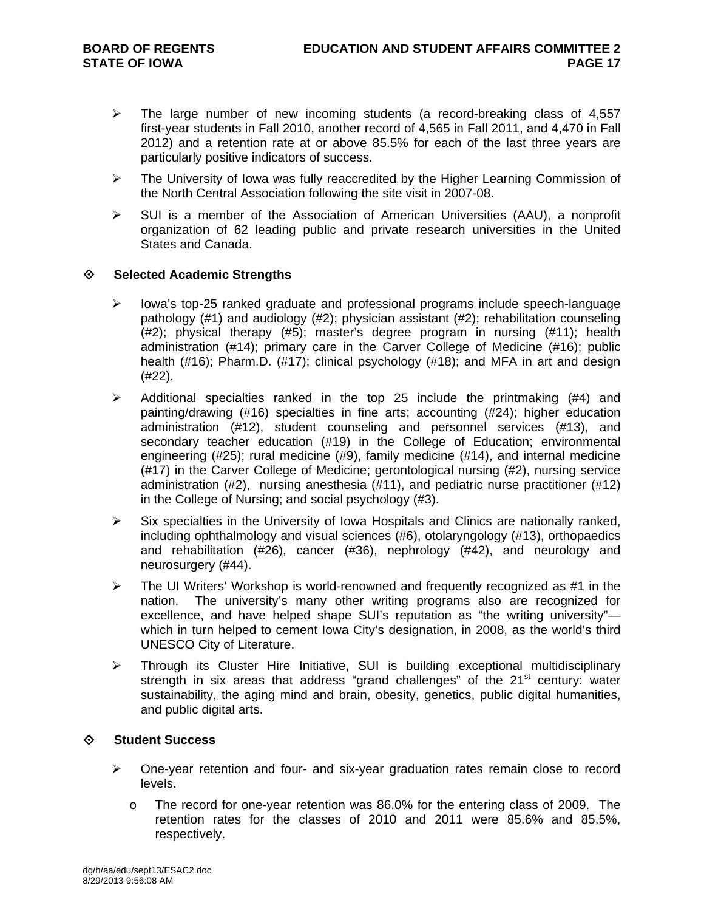- The large number of new incoming students (a record-breaking class of 4,557 first-year students in Fall 2010, another record of 4,565 in Fall 2011, and 4,470 in Fall 2012) and a retention rate at or above 85.5% for each of the last three years are particularly positive indicators of success.
- The University of Iowa was fully reaccredited by the Higher Learning Commission of the North Central Association following the site visit in 2007-08.
- SUI is a member of the Association of American Universities (AAU), a nonprofit organization of 62 leading public and private research universities in the United States and Canada.

## Selected Academic Strengths

- Iowa's top-25 ranked graduate and professional programs include speech-language pathology (#1) and audiology (#2); physician assistant (#2); rehabilitation counseling (#2); physical therapy (#5); master's degree program in nursing (#11); health administration (#14); primary care in the Carver College of Medicine (#16); public health (#16); Pharm.D. (#17); clinical psychology (#18); and MFA in art and design (#22).
- Additional specialties ranked in the top 25 include the printmaking (#4) and painting/drawing (#16) specialties in fine arts; accounting (#24); higher education administration (#12), student counseling and personnel services (#13), and secondary teacher education (#19) in the College of Education; environmental engineering (#25); rural medicine (#9), family medicine (#14), and internal medicine (#17) in the Carver College of Medicine; gerontological nursing (#2), nursing service administration (#2), nursing anesthesia (#11), and pediatric nurse practitioner (#12) in the College of Nursing; and social psychology (#3).
- Six specialties in the University of Iowa Hospitals and Clinics are nationally ranked, including ophthalmology and visual sciences (#6), otolaryngology (#13), orthopaedics and rehabilitation (#26), cancer (#36), nephrology (#42), and neurology and neurosurgery (#44).
- The UI Writers' Workshop is world-renowned and frequently recognized as #1 in the nation. The university's many other writing programs also are recognized for excellence, and have helped shape SUI's reputation as "the writing university"—which in turn helped to cement Iowa City's designation, in 2008, as the world's third UNESCO City of Literature.
- Through its Cluster Hire Initiative, SUI is building exceptional multidisciplinary strength in six areas that address "grand challenges" of the 21st century: water sustainability, the aging mind and brain, obesity, genetics, public digital humanities, and public digital arts.

## Student Success

- One-year retention and four- and six-year graduation rates remain close to record levels.
  - The record for one-year retention was 86.0% for the entering class of 2009. The retention rates for the classes of 2010 and 2011 were 85.6% and 85.5%, respectively.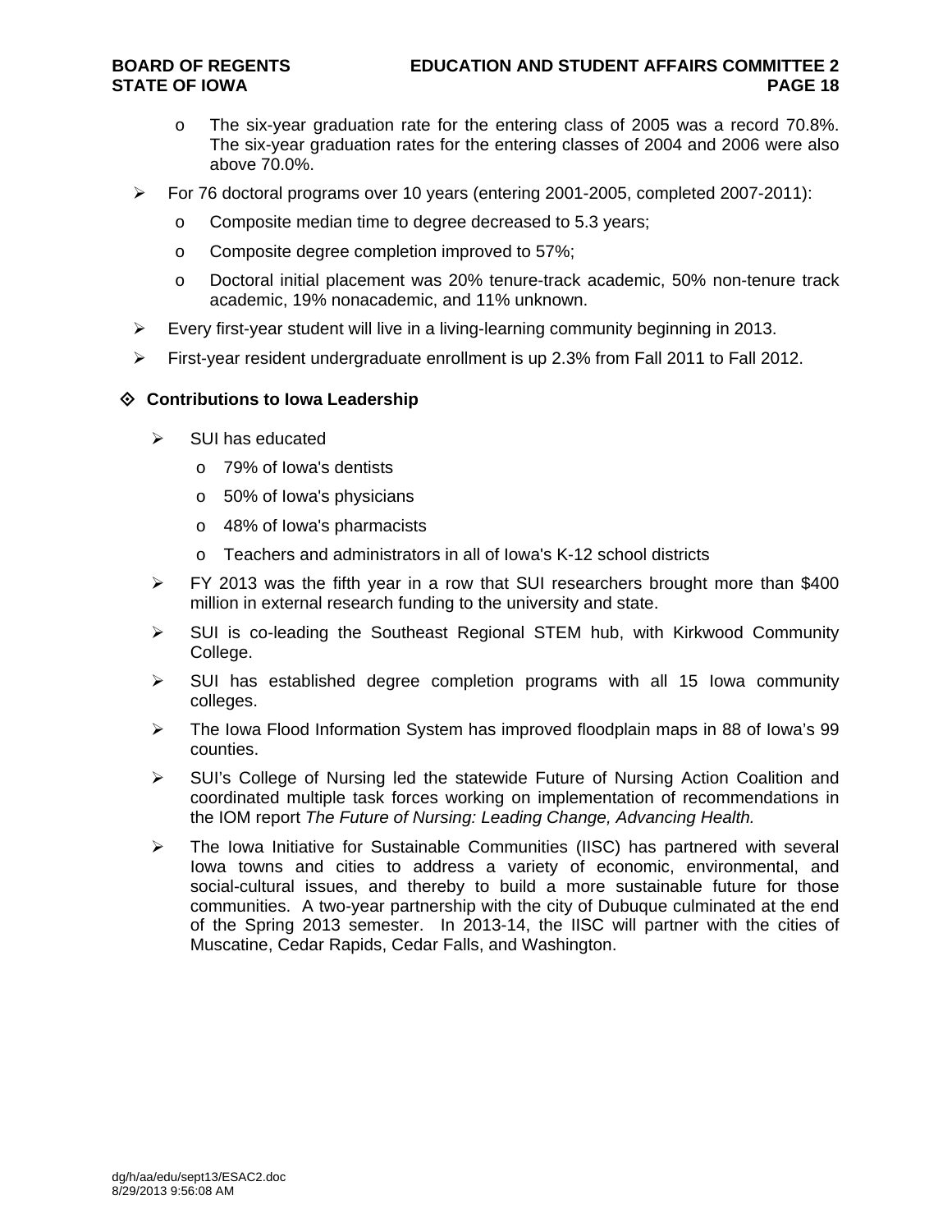- The six-year graduation rate for the entering class of 2005 was a record 70.8%. The six-year graduation rates for the entering classes of 2004 and 2006 were also above 70.0%.
- For 76 doctoral programs over 10 years (entering 2001-2005, completed 2007-2011):
  - Composite median time to degree decreased to 5.3 years;
  - Composite degree completion improved to 57%;
  - Doctoral initial placement was 20% tenure-track academic, 50% non-tenure track academic, 19% nonacademic, and 11% unknown.
- Every first-year student will live in a living-learning community beginning in 2013.
- First-year resident undergraduate enrollment is up 2.3% from Fall 2011 to Fall 2012.

### Contributions to Iowa Leadership

- SUI has educated
  - 79% of Iowa's dentists
  - 50% of Iowa's physicians
  - 48% of Iowa's pharmacists
  - Teachers and administrators in all of Iowa's K-12 school districts
- FY 2013 was the fifth year in a row that SUI researchers brought more than $400 million in external research funding to the university and state.
- SUI is co-leading the Southeast Regional STEM hub, with Kirkwood Community College.
- SUI has established degree completion programs with all 15 Iowa community colleges.
- The Iowa Flood Information System has improved floodplain maps in 88 of Iowa's 99 counties.
- SUI's College of Nursing led the statewide Future of Nursing Action Coalition and coordinated multiple task forces working on implementation of recommendations in the IOM report *The Future of Nursing: Leading Change, Advancing Health.*
- The Iowa Initiative for Sustainable Communities (IISC) has partnered with several Iowa towns and cities to address a variety of economic, environmental, and social-cultural issues, and thereby to build a more sustainable future for those communities. A two-year partnership with the city of Dubuque culminated at the end of the Spring 2013 semester. In 2013-14, the IISC will partner with the cities of Muscatine, Cedar Rapids, Cedar Falls, and Washington.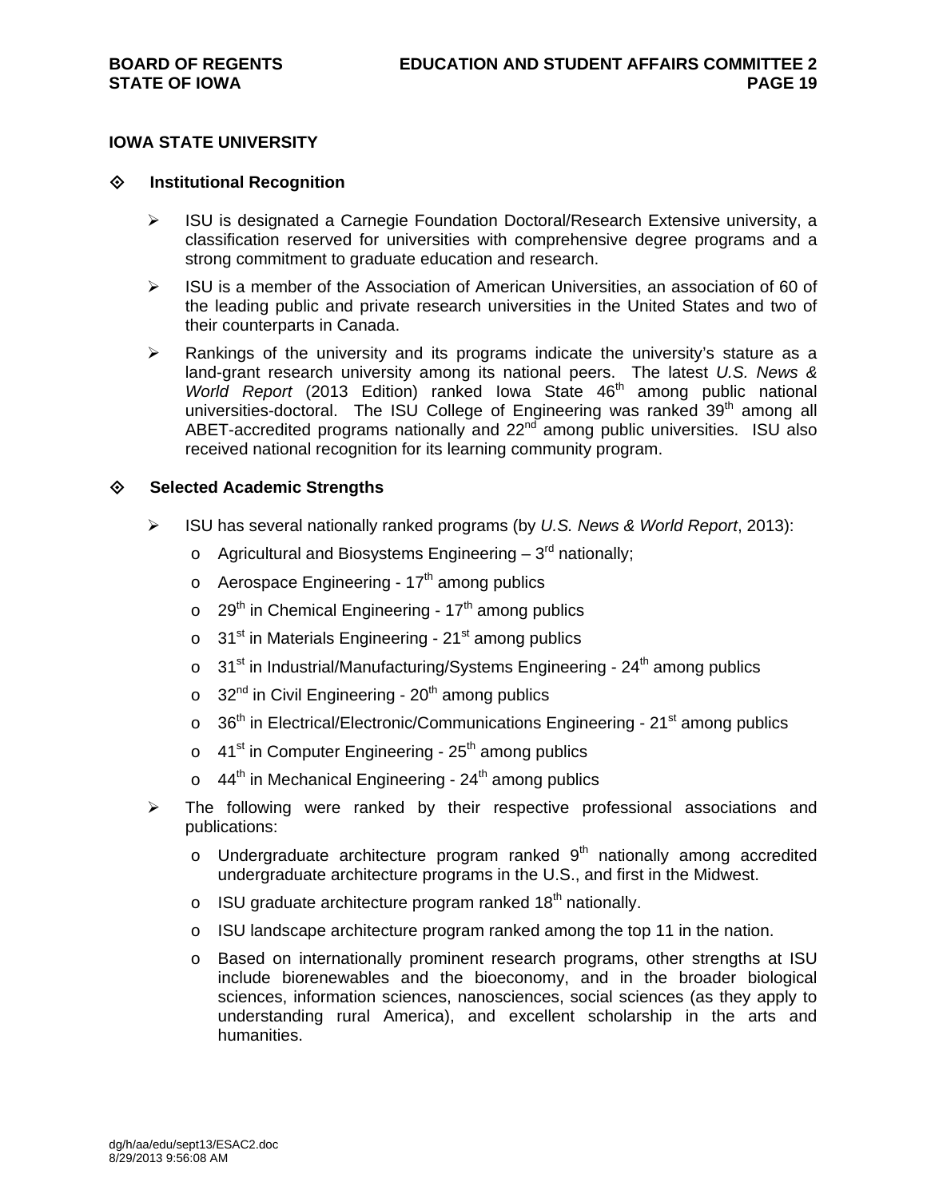## IOWA STATE UNIVERSITY

### Institutional Recognition

- ISU is designated a Carnegie Foundation Doctoral/Research Extensive university, a classification reserved for universities with comprehensive degree programs and a strong commitment to graduate education and research.
- ISU is a member of the Association of American Universities, an association of 60 of the leading public and private research universities in the United States and two of their counterparts in Canada.
- Rankings of the university and its programs indicate the university's stature as a land-grant research university among its national peers. The latest *U.S. News & World Report* (2013 Edition) ranked Iowa State 46th among public national universities-doctoral. The ISU College of Engineering was ranked 39th among all ABET-accredited programs nationally and 22nd among public universities. ISU also received national recognition for its learning community program.

### Selected Academic Strengths

- ISU has several nationally ranked programs (by *U.S. News & World Report*, 2013):
  - Agricultural and Biosystems Engineering – 3rd nationally;
  - Aerospace Engineering - 17th among publics
  - 29th in Chemical Engineering - 17th among publics
  - 31st in Materials Engineering - 21st among publics
  - 31st in Industrial/Manufacturing/Systems Engineering - 24th among publics
  - 32nd in Civil Engineering - 20th among publics
  - 36th in Electrical/Electronic/Communications Engineering - 21st among publics
  - 41st in Computer Engineering - 25th among publics
  - 44th in Mechanical Engineering - 24th among publics
- The following were ranked by their respective professional associations and publications:
  - Undergraduate architecture program ranked 9th nationally among accredited undergraduate architecture programs in the U.S., and first in the Midwest.
  - ISU graduate architecture program ranked 18th nationally.
  - ISU landscape architecture program ranked among the top 11 in the nation.
  - Based on internationally prominent research programs, other strengths at ISU include biorenewables and the bioeconomy, and in the broader biological sciences, information sciences, nanosciences, social sciences (as they apply to understanding rural America), and excellent scholarship in the arts and humanities.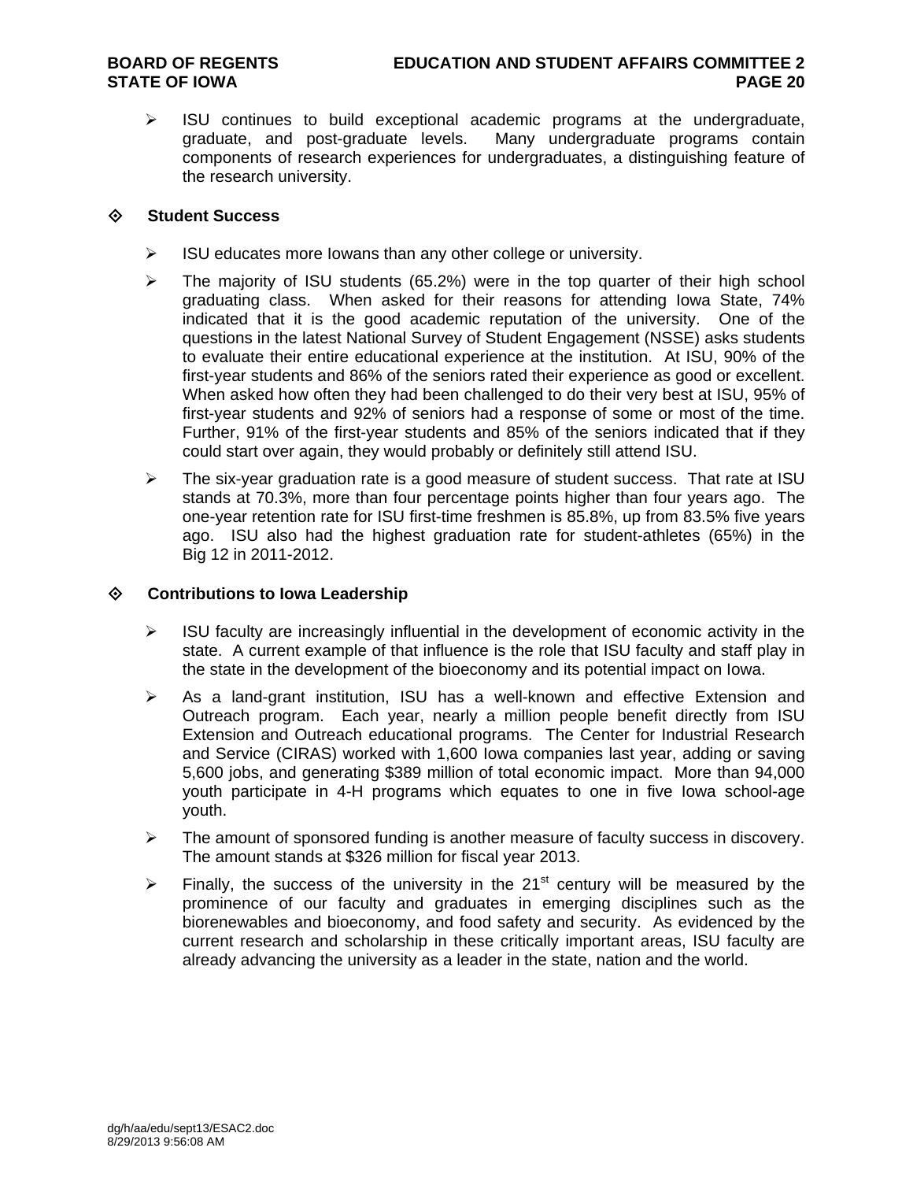- ISU continues to build exceptional academic programs at the undergraduate, graduate, and post-graduate levels. Many undergraduate programs contain components of research experiences for undergraduates, a distinguishing feature of the research university.

### Student Success

- ISU educates more Iowans than any other college or university.
- The majority of ISU students (65.2%) were in the top quarter of their high school graduating class. When asked for their reasons for attending Iowa State, 74% indicated that it is the good academic reputation of the university. One of the questions in the latest National Survey of Student Engagement (NSSE) asks students to evaluate their entire educational experience at the institution. At ISU, 90% of the first-year students and 86% of the seniors rated their experience as good or excellent. When asked how often they had been challenged to do their very best at ISU, 95% of first-year students and 92% of seniors had a response of some or most of the time. Further, 91% of the first-year students and 85% of the seniors indicated that if they could start over again, they would probably or definitely still attend ISU.
- The six-year graduation rate is a good measure of student success. That rate at ISU stands at 70.3%, more than four percentage points higher than four years ago. The one-year retention rate for ISU first-time freshmen is 85.8%, up from 83.5% five years ago. ISU also had the highest graduation rate for student-athletes (65%) in the Big 12 in 2011-2012.

### Contributions to Iowa Leadership

- ISU faculty are increasingly influential in the development of economic activity in the state. A current example of that influence is the role that ISU faculty and staff play in the state in the development of the bioeconomy and its potential impact on Iowa.
- As a land-grant institution, ISU has a well-known and effective Extension and Outreach program. Each year, nearly a million people benefit directly from ISU Extension and Outreach educational programs. The Center for Industrial Research and Service (CIRAS) worked with 1,600 Iowa companies last year, adding or saving 5,600 jobs, and generating $389 million of total economic impact. More than 94,000 youth participate in 4-H programs which equates to one in five Iowa school-age youth.
- The amount of sponsored funding is another measure of faculty success in discovery. The amount stands at $326 million for fiscal year 2013.
- Finally, the success of the university in the 21st century will be measured by the prominence of our faculty and graduates in emerging disciplines such as the biorenewables and bioeconomy, and food safety and security. As evidenced by the current research and scholarship in these critically important areas, ISU faculty are already advancing the university as a leader in the state, nation and the world.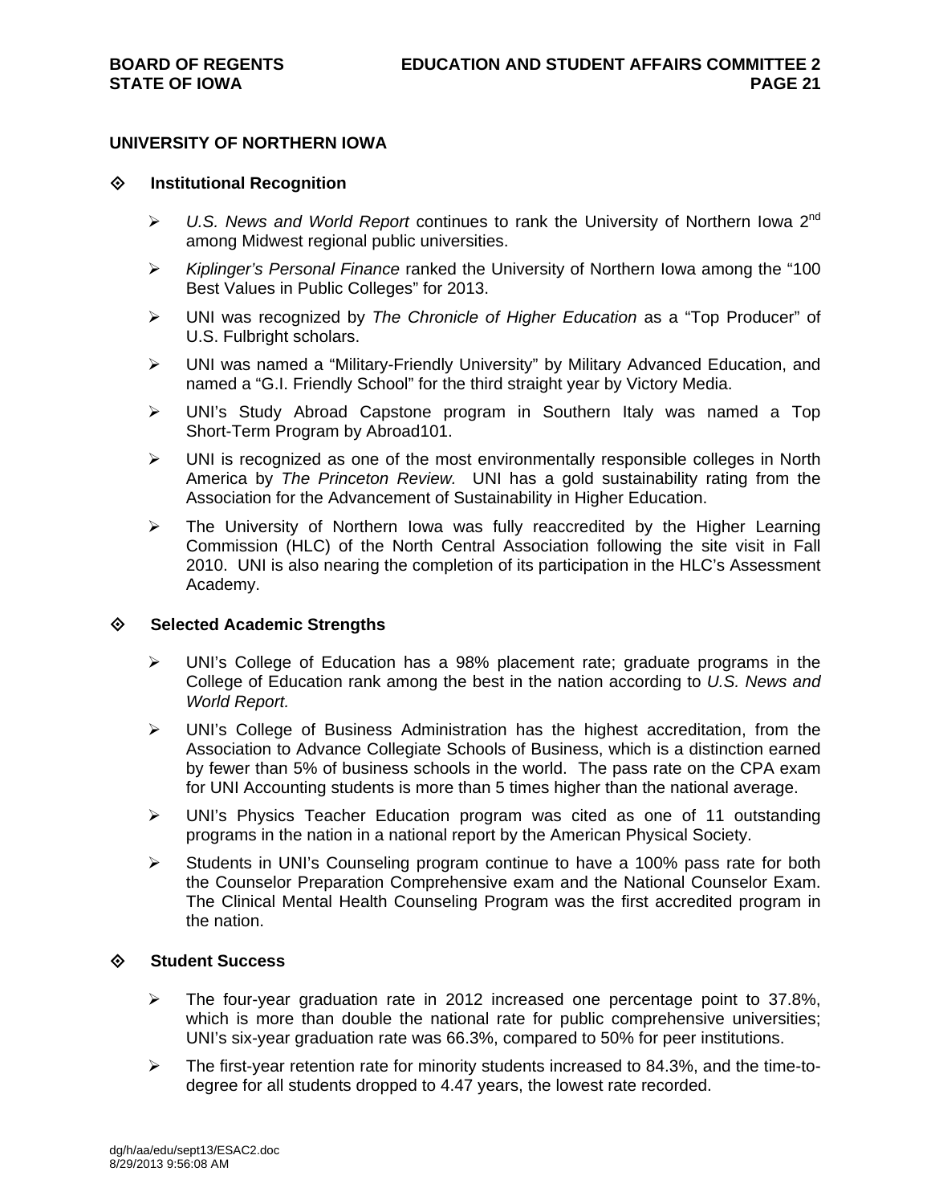## UNIVERSITY OF NORTHERN IOWA

### Institutional Recognition

- *U.S. News and World Report* continues to rank the University of Northern Iowa 2nd among Midwest regional public universities.
- *Kiplinger's Personal Finance* ranked the University of Northern Iowa among the "100 Best Values in Public Colleges" for 2013.
- UNI was recognized by *The Chronicle of Higher Education* as a "Top Producer" of U.S. Fulbright scholars.
- UNI was named a "Military-Friendly University" by Military Advanced Education, and named a "G.I. Friendly School" for the third straight year by Victory Media.
- UNI's Study Abroad Capstone program in Southern Italy was named a Top Short-Term Program by Abroad101.
- UNI is recognized as one of the most environmentally responsible colleges in North America by *The Princeton Review.* UNI has a gold sustainability rating from the Association for the Advancement of Sustainability in Higher Education.
- The University of Northern Iowa was fully reaccredited by the Higher Learning Commission (HLC) of the North Central Association following the site visit in Fall 2010. UNI is also nearing the completion of its participation in the HLC's Assessment Academy.

### Selected Academic Strengths

- UNI's College of Education has a 98% placement rate; graduate programs in the College of Education rank among the best in the nation according to *U.S. News and World Report.*
- UNI's College of Business Administration has the highest accreditation, from the Association to Advance Collegiate Schools of Business, which is a distinction earned by fewer than 5% of business schools in the world. The pass rate on the CPA exam for UNI Accounting students is more than 5 times higher than the national average.
- UNI's Physics Teacher Education program was cited as one of 11 outstanding programs in the nation in a national report by the American Physical Society.
- Students in UNI's Counseling program continue to have a 100% pass rate for both the Counselor Preparation Comprehensive exam and the National Counselor Exam. The Clinical Mental Health Counseling Program was the first accredited program in the nation.

### Student Success

- The four-year graduation rate in 2012 increased one percentage point to 37.8%, which is more than double the national rate for public comprehensive universities; UNI's six-year graduation rate was 66.3%, compared to 50% for peer institutions.
- The first-year retention rate for minority students increased to 84.3%, and the time-to-degree for all students dropped to 4.47 years, the lowest rate recorded.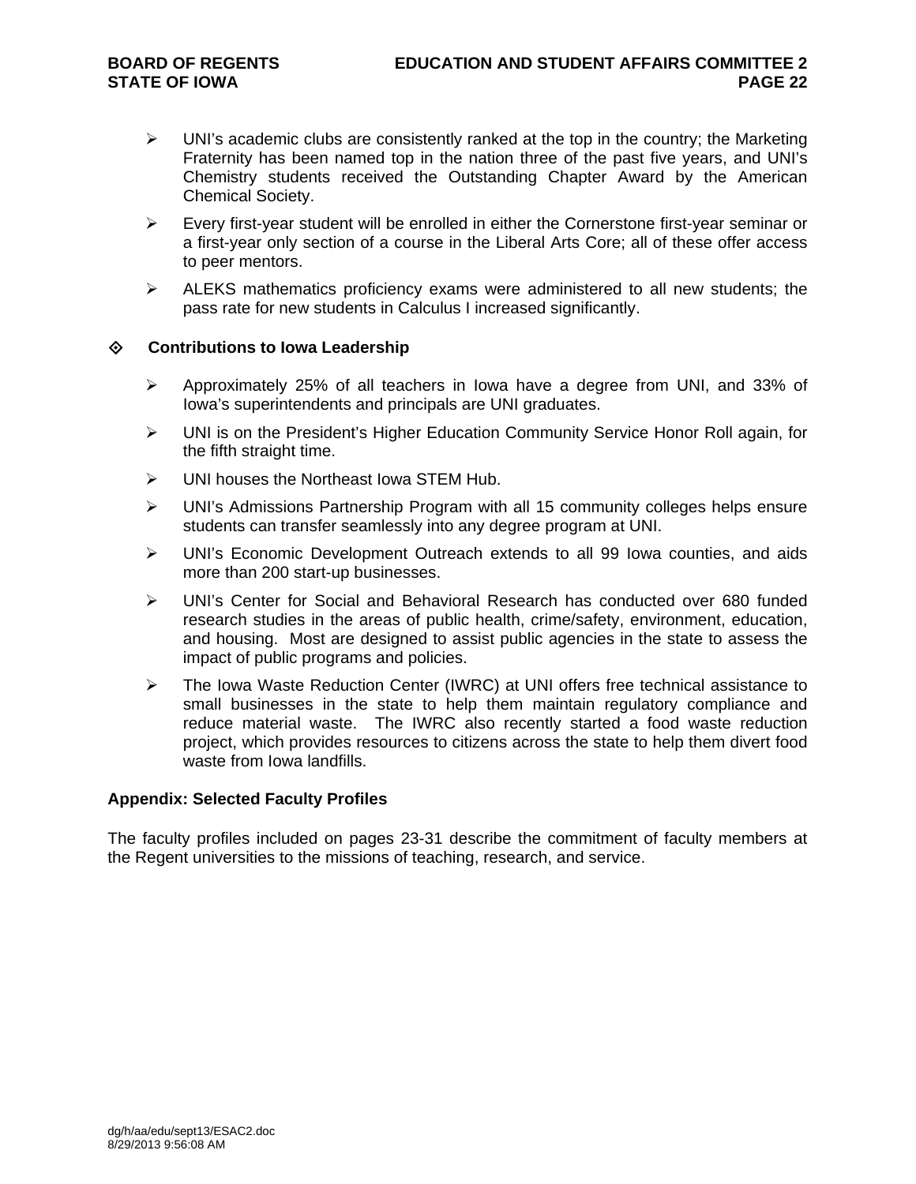- UNI's academic clubs are consistently ranked at the top in the country; the Marketing Fraternity has been named top in the nation three of the past five years, and UNI's Chemistry students received the Outstanding Chapter Award by the American Chemical Society.
- Every first-year student will be enrolled in either the Cornerstone first-year seminar or a first-year only section of a course in the Liberal Arts Core; all of these offer access to peer mentors.
- ALEKS mathematics proficiency exams were administered to all new students; the pass rate for new students in Calculus I increased significantly.

**Contributions to Iowa Leadership**

- Approximately 25% of all teachers in Iowa have a degree from UNI, and 33% of Iowa's superintendents and principals are UNI graduates.
- UNI is on the President's Higher Education Community Service Honor Roll again, for the fifth straight time.
- UNI houses the Northeast Iowa STEM Hub.
- UNI's Admissions Partnership Program with all 15 community colleges helps ensure students can transfer seamlessly into any degree program at UNI.
- UNI's Economic Development Outreach extends to all 99 Iowa counties, and aids more than 200 start-up businesses.
- UNI's Center for Social and Behavioral Research has conducted over 680 funded research studies in the areas of public health, crime/safety, environment, education, and housing. Most are designed to assist public agencies in the state to assess the impact of public programs and policies.
- The Iowa Waste Reduction Center (IWRC) at UNI offers free technical assistance to small businesses in the state to help them maintain regulatory compliance and reduce material waste. The IWRC also recently started a food waste reduction project, which provides resources to citizens across the state to help them divert food waste from Iowa landfills.

**Appendix: Selected Faculty Profiles**

The faculty profiles included on pages 23-31 describe the commitment of faculty members at the Regent universities to the missions of teaching, research, and service.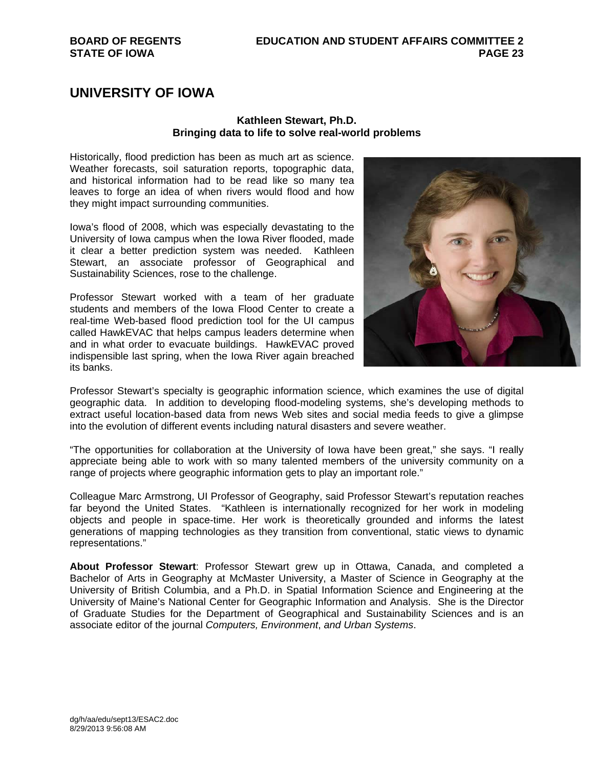## UNIVERSITY OF IOWA

### Kathleen Stewart, Ph.D.
### Bringing data to life to solve real-world problems

Historically, flood prediction has been as much art as science. Weather forecasts, soil saturation reports, topographic data, and historical information had to be read like so many tea leaves to forge an idea of when rivers would flood and how they might impact surrounding communities.

Iowa's flood of 2008, which was especially devastating to the University of Iowa campus when the Iowa River flooded, made it clear a better prediction system was needed. Kathleen Stewart, an associate professor of Geographical and Sustainability Sciences, rose to the challenge.

Professor Stewart worked with a team of her graduate students and members of the Iowa Flood Center to create a real-time Web-based flood prediction tool for the UI campus called HawkEVAC that helps campus leaders determine when and in what order to evacuate buildings. HawkEVAC proved indispensible last spring, when the Iowa River again breached its banks.

Professor Stewart's specialty is geographic information science, which examines the use of digital geographic data. In addition to developing flood-modeling systems, she's developing methods to extract useful location-based data from news Web sites and social media feeds to give a glimpse into the evolution of different events including natural disasters and severe weather.

"The opportunities for collaboration at the University of Iowa have been great," she says. "I really appreciate being able to work with so many talented members of the university community on a range of projects where geographic information gets to play an important role."

Colleague Marc Armstrong, UI Professor of Geography, said Professor Stewart's reputation reaches far beyond the United States. "Kathleen is internationally recognized for her work in modeling objects and people in space-time. Her work is theoretically grounded and informs the latest generations of mapping technologies as they transition from conventional, static views to dynamic representations."

**About Professor Stewart**: Professor Stewart grew up in Ottawa, Canada, and completed a Bachelor of Arts in Geography at McMaster University, a Master of Science in Geography at the University of British Columbia, and a Ph.D. in Spatial Information Science and Engineering at the University of Maine's National Center for Geographic Information and Analysis. She is the Director of Graduate Studies for the Department of Geographical and Sustainability Sciences and is an associate editor of the journal *Computers, Environment*, *and Urban Systems*.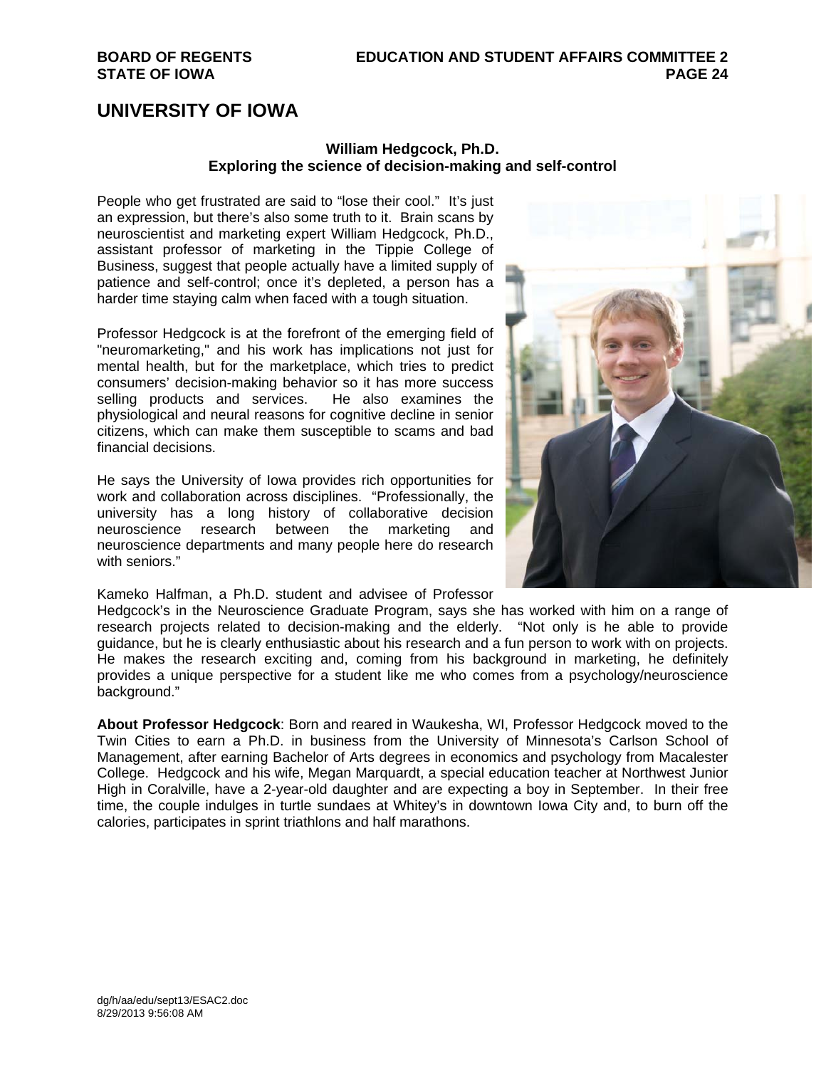## UNIVERSITY OF IOWA

### William Hedgcock, Ph.D.
### Exploring the science of decision-making and self-control

People who get frustrated are said to "lose their cool." It's just an expression, but there's also some truth to it. Brain scans by neuroscientist and marketing expert William Hedgcock, Ph.D., assistant professor of marketing in the Tippie College of Business, suggest that people actually have a limited supply of patience and self-control; once it's depleted, a person has a harder time staying calm when faced with a tough situation.

Professor Hedgcock is at the forefront of the emerging field of "neuromarketing," and his work has implications not just for mental health, but for the marketplace, which tries to predict consumers' decision-making behavior so it has more success selling products and services. He also examines the physiological and neural reasons for cognitive decline in senior citizens, which can make them susceptible to scams and bad financial decisions.

He says the University of Iowa provides rich opportunities for work and collaboration across disciplines. "Professionally, the university has a long history of collaborative decision neuroscience research between the marketing and neuroscience departments and many people here do research with seniors."

Kameko Halfman, a Ph.D. student and advisee of Professor Hedgcock's in the Neuroscience Graduate Program, says she has worked with him on a range of research projects related to decision-making and the elderly. "Not only is he able to provide guidance, but he is clearly enthusiastic about his research and a fun person to work with on projects. He makes the research exciting and, coming from his background in marketing, he definitely provides a unique perspective for a student like me who comes from a psychology/neuroscience background."

**About Professor Hedgcock**: Born and reared in Waukesha, WI, Professor Hedgcock moved to the Twin Cities to earn a Ph.D. in business from the University of Minnesota's Carlson School of Management, after earning Bachelor of Arts degrees in economics and psychology from Macalester College. Hedgcock and his wife, Megan Marquardt, a special education teacher at Northwest Junior High in Coralville, have a 2-year-old daughter and are expecting a boy in September. In their free time, the couple indulges in turtle sundaes at Whitey's in downtown Iowa City and, to burn off the calories, participates in sprint triathlons and half marathons.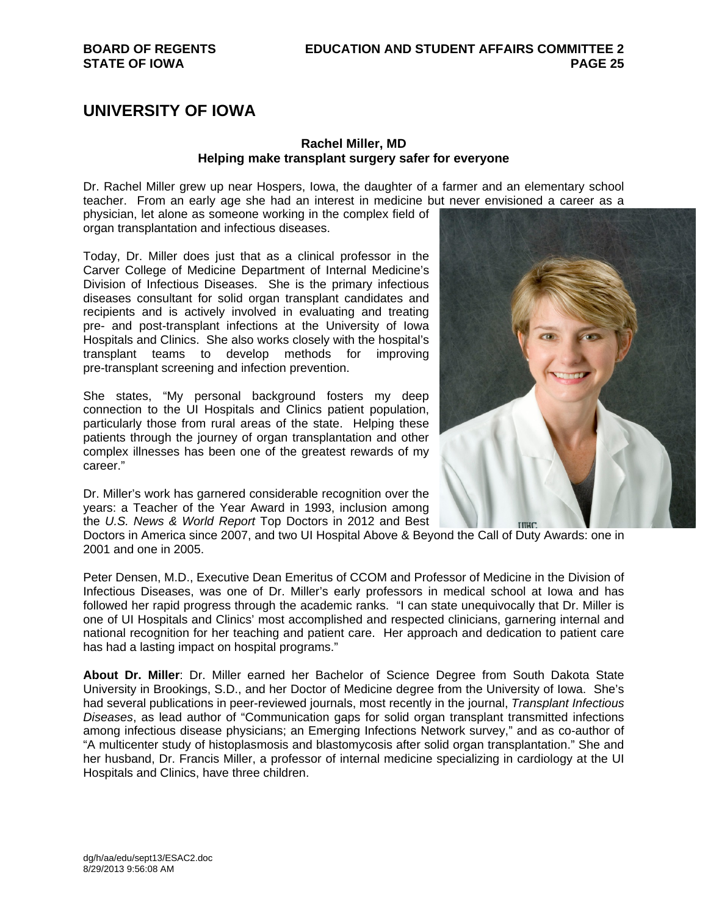## UNIVERSITY OF IOWA

**Rachel Miller, MD**
**Helping make transplant surgery safer for everyone**

Dr. Rachel Miller grew up near Hospers, Iowa, the daughter of a farmer and an elementary school teacher. From an early age she had an interest in medicine but never envisioned a career as a physician, let alone as someone working in the complex field of organ transplantation and infectious diseases.

Today, Dr. Miller does just that as a clinical professor in the Carver College of Medicine Department of Internal Medicine's Division of Infectious Diseases. She is the primary infectious diseases consultant for solid organ transplant candidates and recipients and is actively involved in evaluating and treating pre- and post-transplant infections at the University of Iowa Hospitals and Clinics. She also works closely with the hospital's transplant teams to develop methods for improving pre-transplant screening and infection prevention.

She states, "My personal background fosters my deep connection to the UI Hospitals and Clinics patient population, particularly those from rural areas of the state. Helping these patients through the journey of organ transplantation and other complex illnesses has been one of the greatest rewards of my career."

Dr. Miller's work has garnered considerable recognition over the years: a Teacher of the Year Award in 1993, inclusion among the *U.S. News & World Report* Top Doctors in 2012 and Best Doctors in America since 2007, and two UI Hospital Above & Beyond the Call of Duty Awards: one in 2001 and one in 2005.

Peter Densen, M.D., Executive Dean Emeritus of CCOM and Professor of Medicine in the Division of Infectious Diseases, was one of Dr. Miller's early professors in medical school at Iowa and has followed her rapid progress through the academic ranks. "I can state unequivocally that Dr. Miller is one of UI Hospitals and Clinics' most accomplished and respected clinicians, garnering internal and national recognition for her teaching and patient care. Her approach and dedication to patient care has had a lasting impact on hospital programs."

**About Dr. Miller**: Dr. Miller earned her Bachelor of Science Degree from South Dakota State University in Brookings, S.D., and her Doctor of Medicine degree from the University of Iowa. She's had several publications in peer-reviewed journals, most recently in the journal, *Transplant Infectious Diseases*, as lead author of "Communication gaps for solid organ transplant transmitted infections among infectious disease physicians; an Emerging Infections Network survey," and as co-author of "A multicenter study of histoplasmosis and blastomycosis after solid organ transplantation." She and her husband, Dr. Francis Miller, a professor of internal medicine specializing in cardiology at the UI Hospitals and Clinics, have three children.

dg/h/aa/edu/sept13/ESAC2.doc
8/29/2013 9:56:08 AM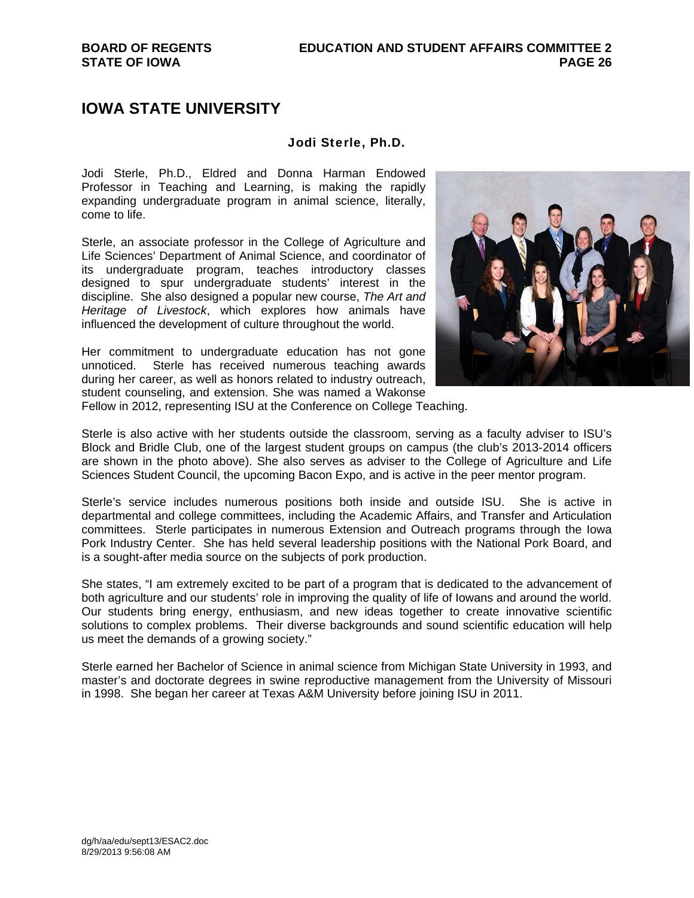# IOWA STATE UNIVERSITY

### Jodi Sterle, Ph.D.

Jodi Sterle, Ph.D., Eldred and Donna Harman Endowed Professor in Teaching and Learning, is making the rapidly expanding undergraduate program in animal science, literally, come to life.

Sterle, an associate professor in the College of Agriculture and Life Sciences' Department of Animal Science, and coordinator of its undergraduate program, teaches introductory classes designed to spur undergraduate students' interest in the discipline. She also designed a popular new course, *The Art and Heritage of Livestock*, which explores how animals have influenced the development of culture throughout the world.

Her commitment to undergraduate education has not gone unnoticed. Sterle has received numerous teaching awards during her career, as well as honors related to industry outreach, student counseling, and extension. She was named a Wakonse Fellow in 2012, representing ISU at the Conference on College Teaching.

Sterle is also active with her students outside the classroom, serving as a faculty adviser to ISU's Block and Bridle Club, one of the largest student groups on campus (the club's 2013-2014 officers are shown in the photo above). She also serves as adviser to the College of Agriculture and Life Sciences Student Council, the upcoming Bacon Expo, and is active in the peer mentor program.

Sterle's service includes numerous positions both inside and outside ISU. She is active in departmental and college committees, including the Academic Affairs, and Transfer and Articulation committees. Sterle participates in numerous Extension and Outreach programs through the Iowa Pork Industry Center. She has held several leadership positions with the National Pork Board, and is a sought-after media source on the subjects of pork production.

She states, "I am extremely excited to be part of a program that is dedicated to the advancement of both agriculture and our students' role in improving the quality of life of Iowans and around the world. Our students bring energy, enthusiasm, and new ideas together to create innovative scientific solutions to complex problems. Their diverse backgrounds and sound scientific education will help us meet the demands of a growing society."

Sterle earned her Bachelor of Science in animal science from Michigan State University in 1993, and master's and doctorate degrees in swine reproductive management from the University of Missouri in 1998. She began her career at Texas A&M University before joining ISU in 2011.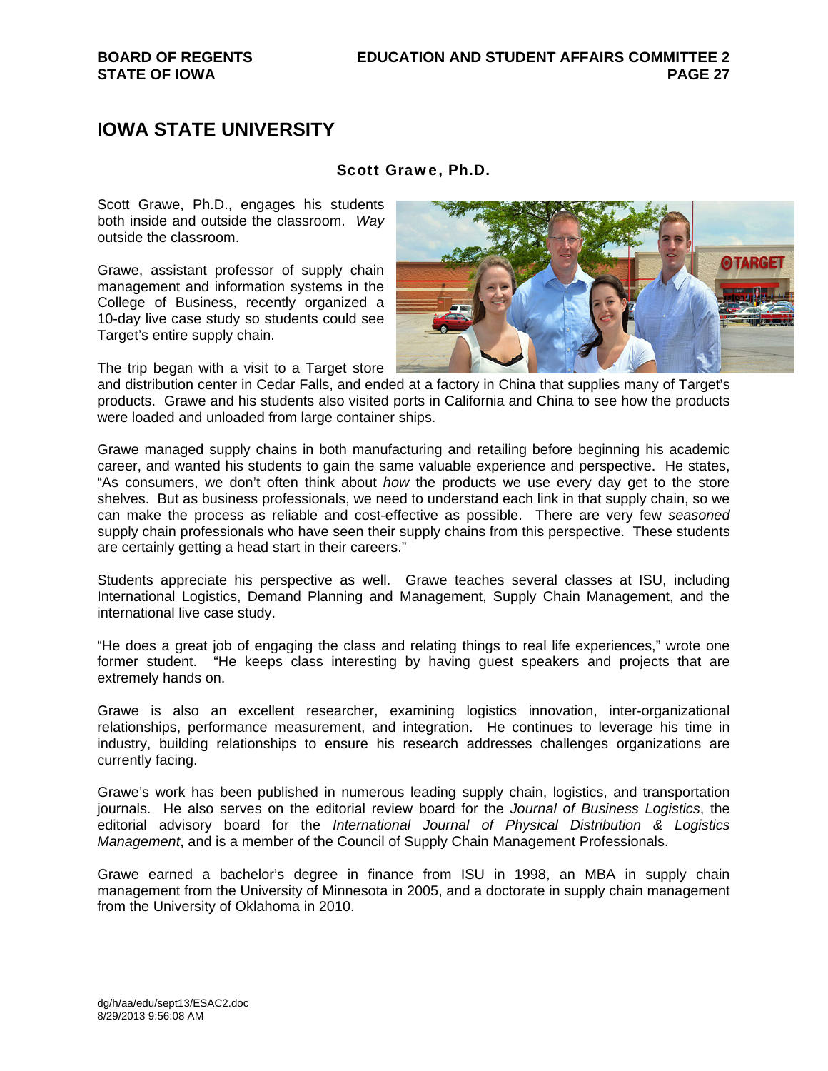# IOWA STATE UNIVERSITY

## Scott Grawe, Ph.D.

Scott Grawe, Ph.D., engages his students both inside and outside the classroom. *Way* outside the classroom.

Grawe, assistant professor of supply chain management and information systems in the College of Business, recently organized a 10-day live case study so students could see Target's entire supply chain.

The trip began with a visit to a Target store and distribution center in Cedar Falls, and ended at a factory in China that supplies many of Target's products. Grawe and his students also visited ports in California and China to see how the products were loaded and unloaded from large container ships.

Grawe managed supply chains in both manufacturing and retailing before beginning his academic career, and wanted his students to gain the same valuable experience and perspective. He states, "As consumers, we don't often think about *how* the products we use every day get to the store shelves. But as business professionals, we need to understand each link in that supply chain, so we can make the process as reliable and cost-effective as possible. There are very few *seasoned* supply chain professionals who have seen their supply chains from this perspective. These students are certainly getting a head start in their careers."

Students appreciate his perspective as well. Grawe teaches several classes at ISU, including International Logistics, Demand Planning and Management, Supply Chain Management, and the international live case study.

"He does a great job of engaging the class and relating things to real life experiences," wrote one former student. "He keeps class interesting by having guest speakers and projects that are extremely hands on.

Grawe is also an excellent researcher, examining logistics innovation, inter-organizational relationships, performance measurement, and integration. He continues to leverage his time in industry, building relationships to ensure his research addresses challenges organizations are currently facing.

Grawe's work has been published in numerous leading supply chain, logistics, and transportation journals. He also serves on the editorial review board for the *Journal of Business Logistics*, the editorial advisory board for the *International Journal of Physical Distribution & Logistics Management*, and is a member of the Council of Supply Chain Management Professionals.

Grawe earned a bachelor's degree in finance from ISU in 1998, an MBA in supply chain management from the University of Minnesota in 2005, and a doctorate in supply chain management from the University of Oklahoma in 2010.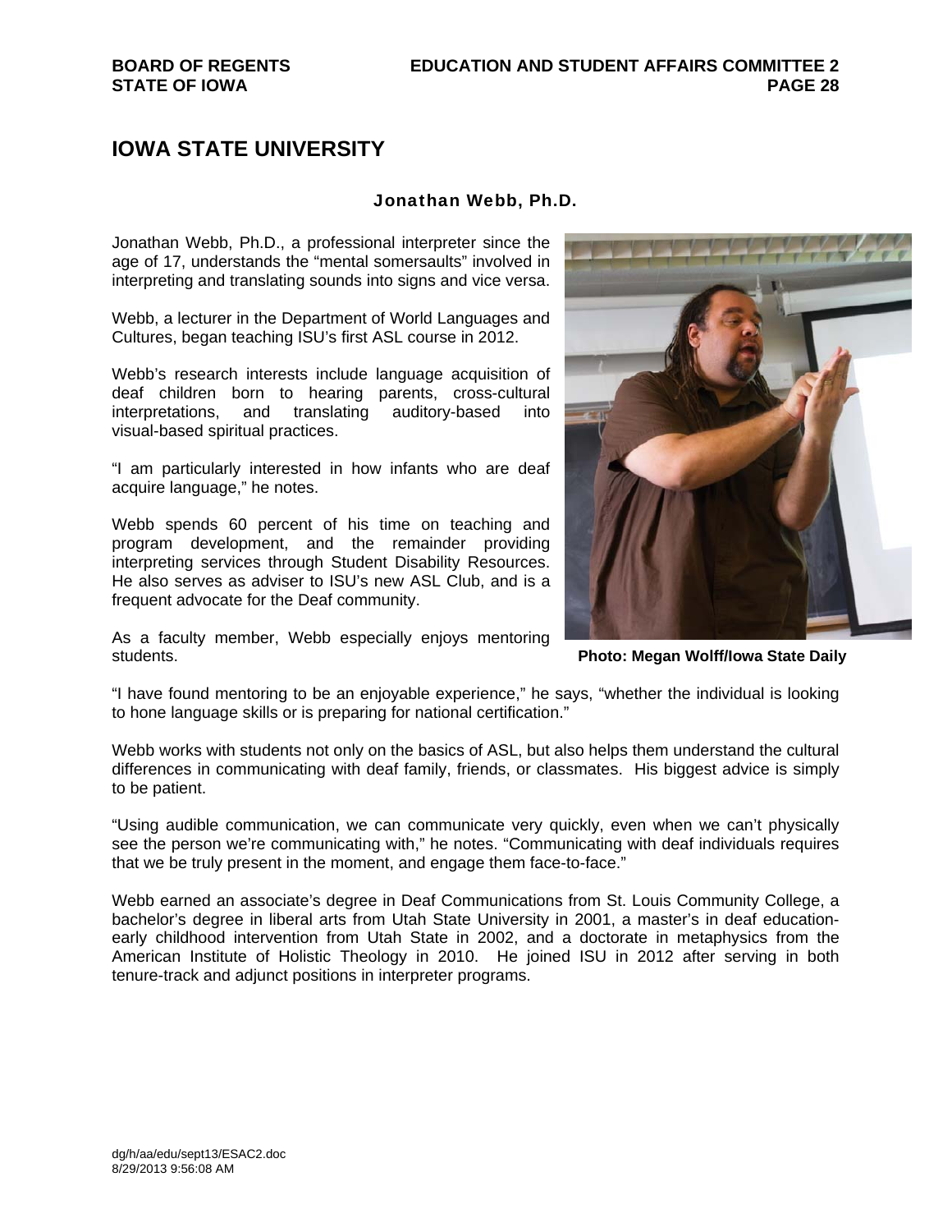## IOWA STATE UNIVERSITY

### Jonathan Webb, Ph.D.

Jonathan Webb, Ph.D., a professional interpreter since the age of 17, understands the "mental somersaults" involved in interpreting and translating sounds into signs and vice versa.

Webb, a lecturer in the Department of World Languages and Cultures, began teaching ISU's first ASL course in 2012.

Webb's research interests include language acquisition of deaf children born to hearing parents, cross-cultural interpretations, and translating auditory-based into visual-based spiritual practices.

"I am particularly interested in how infants who are deaf acquire language," he notes.

Webb spends 60 percent of his time on teaching and program development, and the remainder providing interpreting services through Student Disability Resources. He also serves as adviser to ISU's new ASL Club, and is a frequent advocate for the Deaf community.

As a faculty member, Webb especially enjoys mentoring students.

**Photo: Megan Wolff/Iowa State Daily**

"I have found mentoring to be an enjoyable experience," he says, "whether the individual is looking to hone language skills or is preparing for national certification."

Webb works with students not only on the basics of ASL, but also helps them understand the cultural differences in communicating with deaf family, friends, or classmates. His biggest advice is simply to be patient.

"Using audible communication, we can communicate very quickly, even when we can't physically see the person we're communicating with," he notes. "Communicating with deaf individuals requires that we be truly present in the moment, and engage them face-to-face."

Webb earned an associate's degree in Deaf Communications from St. Louis Community College, a bachelor's degree in liberal arts from Utah State University in 2001, a master's in deaf education-early childhood intervention from Utah State in 2002, and a doctorate in metaphysics from the American Institute of Holistic Theology in 2010. He joined ISU in 2012 after serving in both tenure-track and adjunct positions in interpreter programs.

dg/h/aa/edu/sept13/ESAC2.doc
8/29/2013 9:56:08 AM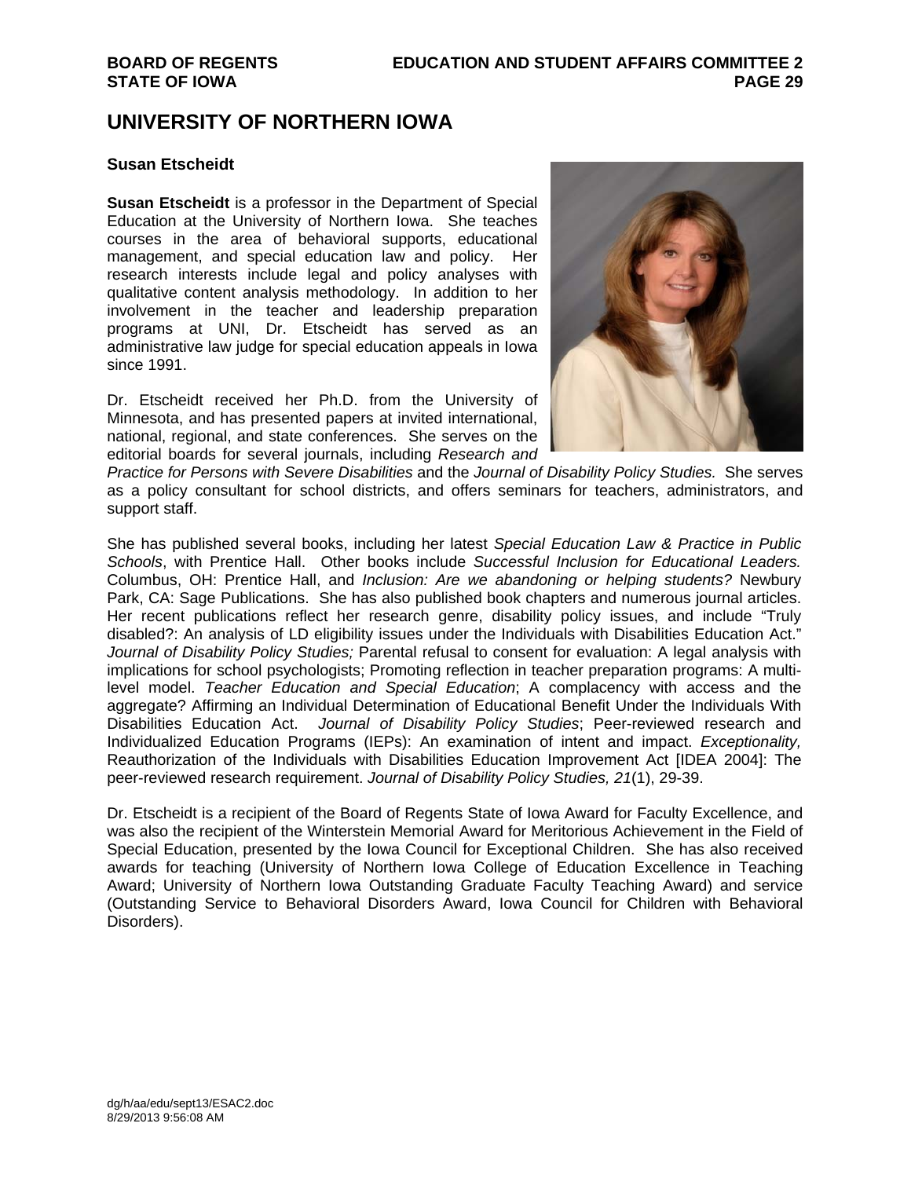# UNIVERSITY OF NORTHERN IOWA

### Susan Etscheidt

**Susan Etscheidt** is a professor in the Department of Special Education at the University of Northern Iowa. She teaches courses in the area of behavioral supports, educational management, and special education law and policy. Her research interests include legal and policy analyses with qualitative content analysis methodology. In addition to her involvement in the teacher and leadership preparation programs at UNI, Dr. Etscheidt has served as an administrative law judge for special education appeals in Iowa since 1991.

Dr. Etscheidt received her Ph.D. from the University of Minnesota, and has presented papers at invited international, national, regional, and state conferences. She serves on the editorial boards for several journals, including *Research and Practice for Persons with Severe Disabilities* and the *Journal of Disability Policy Studies.* She serves as a policy consultant for school districts, and offers seminars for teachers, administrators, and support staff.

She has published several books, including her latest *Special Education Law & Practice in Public Schools*, with Prentice Hall. Other books include *Successful Inclusion for Educational Leaders.* Columbus, OH: Prentice Hall, and *Inclusion: Are we abandoning or helping students?* Newbury Park, CA: Sage Publications. She has also published book chapters and numerous journal articles. Her recent publications reflect her research genre, disability policy issues, and include "Truly disabled?: An analysis of LD eligibility issues under the Individuals with Disabilities Education Act." *Journal of Disability Policy Studies;* Parental refusal to consent for evaluation: A legal analysis with implications for school psychologists; Promoting reflection in teacher preparation programs: A multi-level model. *Teacher Education and Special Education*; A complacency with access and the aggregate? Affirming an Individual Determination of Educational Benefit Under the Individuals With Disabilities Education Act. *Journal of Disability Policy Studies*; Peer-reviewed research and Individualized Education Programs (IEPs): An examination of intent and impact. *Exceptionality,* Reauthorization of the Individuals with Disabilities Education Improvement Act [IDEA 2004]: The peer-reviewed research requirement. *Journal of Disability Policy Studies, 21*(1), 29-39.

Dr. Etscheidt is a recipient of the Board of Regents State of Iowa Award for Faculty Excellence, and was also the recipient of the Winterstein Memorial Award for Meritorious Achievement in the Field of Special Education, presented by the Iowa Council for Exceptional Children. She has also received awards for teaching (University of Northern Iowa College of Education Excellence in Teaching Award; University of Northern Iowa Outstanding Graduate Faculty Teaching Award) and service (Outstanding Service to Behavioral Disorders Award, Iowa Council for Children with Behavioral Disorders).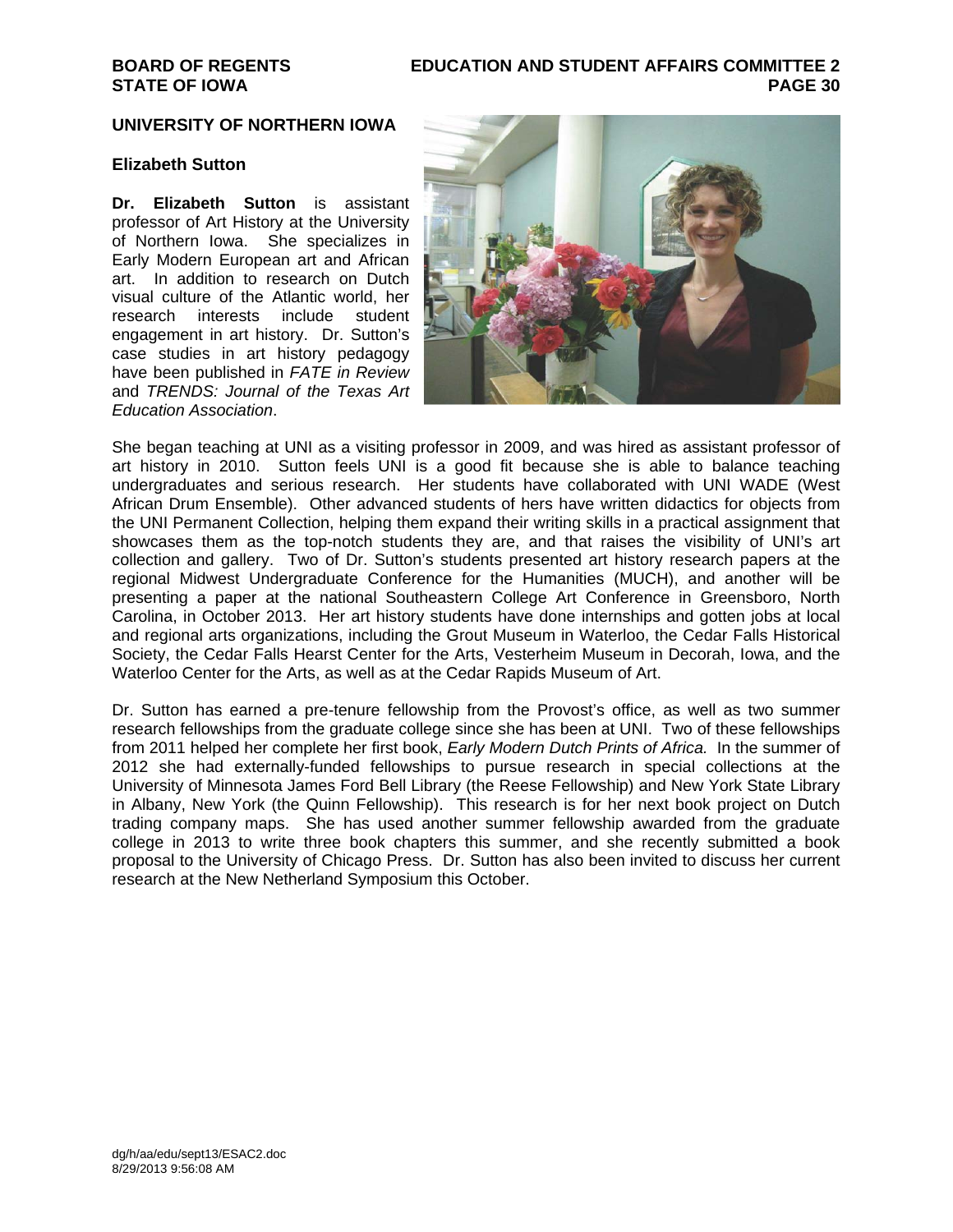## UNIVERSITY OF NORTHERN IOWA

### Elizabeth Sutton

**Dr. Elizabeth Sutton** is assistant professor of Art History at the University of Northern Iowa. She specializes in Early Modern European art and African art. In addition to research on Dutch visual culture of the Atlantic world, her research interests include student engagement in art history. Dr. Sutton's case studies in art history pedagogy have been published in *FATE in Review* and *TRENDS: Journal of the Texas Art Education Association*.

She began teaching at UNI as a visiting professor in 2009, and was hired as assistant professor of art history in 2010. Sutton feels UNI is a good fit because she is able to balance teaching undergraduates and serious research. Her students have collaborated with UNI WADE (West African Drum Ensemble). Other advanced students of hers have written didactics for objects from the UNI Permanent Collection, helping them expand their writing skills in a practical assignment that showcases them as the top-notch students they are, and that raises the visibility of UNI's art collection and gallery. Two of Dr. Sutton's students presented art history research papers at the regional Midwest Undergraduate Conference for the Humanities (MUCH), and another will be presenting a paper at the national Southeastern College Art Conference in Greensboro, North Carolina, in October 2013. Her art history students have done internships and gotten jobs at local and regional arts organizations, including the Grout Museum in Waterloo, the Cedar Falls Historical Society, the Cedar Falls Hearst Center for the Arts, Vesterheim Museum in Decorah, Iowa, and the Waterloo Center for the Arts, as well as at the Cedar Rapids Museum of Art.

Dr. Sutton has earned a pre-tenure fellowship from the Provost's office, as well as two summer research fellowships from the graduate college since she has been at UNI. Two of these fellowships from 2011 helped her complete her first book, *Early Modern Dutch Prints of Africa.* In the summer of 2012 she had externally-funded fellowships to pursue research in special collections at the University of Minnesota James Ford Bell Library (the Reese Fellowship) and New York State Library in Albany, New York (the Quinn Fellowship). This research is for her next book project on Dutch trading company maps. She has used another summer fellowship awarded from the graduate college in 2013 to write three book chapters this summer, and she recently submitted a book proposal to the University of Chicago Press. Dr. Sutton has also been invited to discuss her current research at the New Netherland Symposium this October.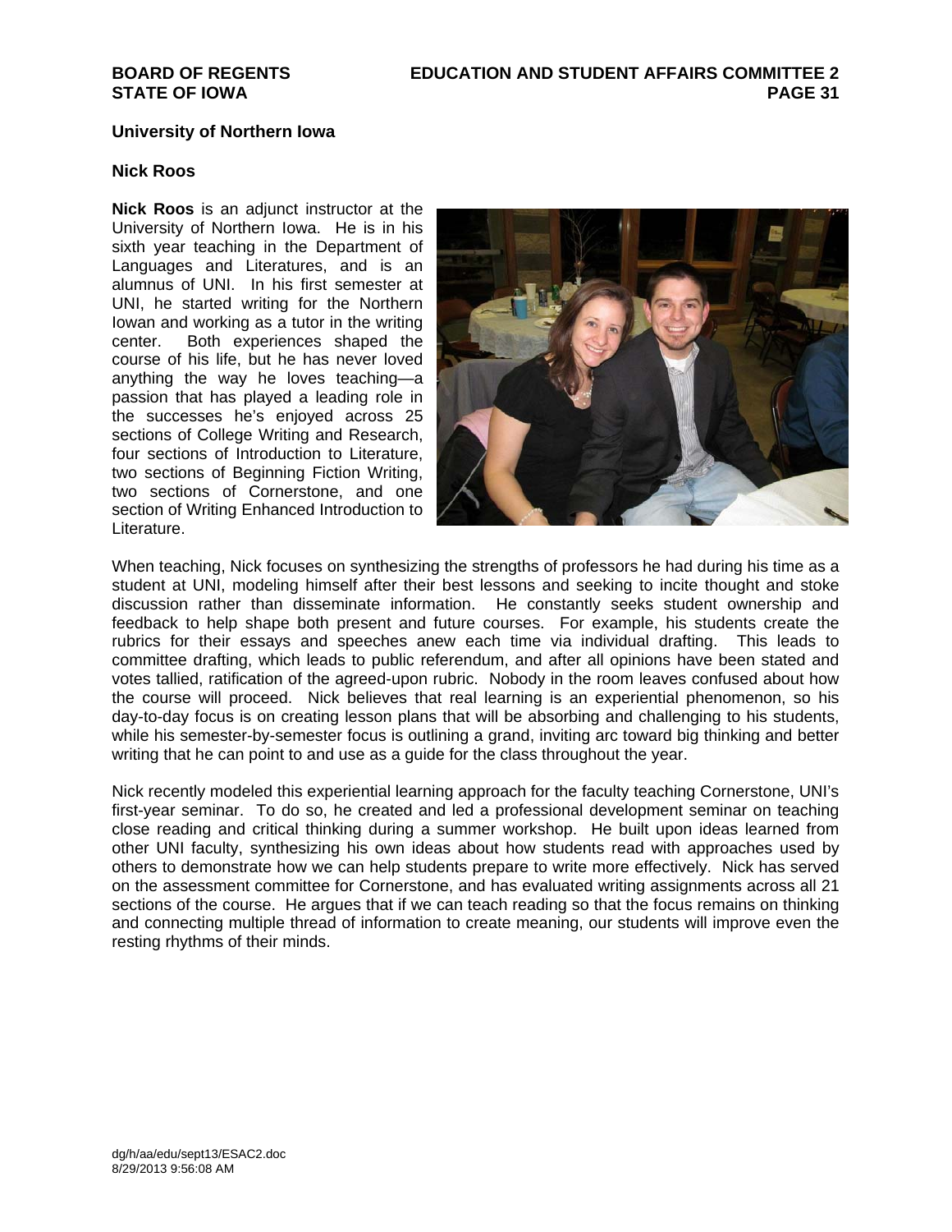**University of Northern Iowa**

**Nick Roos**

**Nick Roos** is an adjunct instructor at the University of Northern Iowa. He is in his sixth year teaching in the Department of Languages and Literatures, and is an alumnus of UNI. In his first semester at UNI, he started writing for the Northern Iowan and working as a tutor in the writing center. Both experiences shaped the course of his life, but he has never loved anything the way he loves teaching—a passion that has played a leading role in the successes he's enjoyed across 25 sections of College Writing and Research, four sections of Introduction to Literature, two sections of Beginning Fiction Writing, two sections of Cornerstone, and one section of Writing Enhanced Introduction to Literature.

When teaching, Nick focuses on synthesizing the strengths of professors he had during his time as a student at UNI, modeling himself after their best lessons and seeking to incite thought and stoke discussion rather than disseminate information. He constantly seeks student ownership and feedback to help shape both present and future courses. For example, his students create the rubrics for their essays and speeches anew each time via individual drafting. This leads to committee drafting, which leads to public referendum, and after all opinions have been stated and votes tallied, ratification of the agreed-upon rubric. Nobody in the room leaves confused about how the course will proceed. Nick believes that real learning is an experiential phenomenon, so his day-to-day focus is on creating lesson plans that will be absorbing and challenging to his students, while his semester-by-semester focus is outlining a grand, inviting arc toward big thinking and better writing that he can point to and use as a guide for the class throughout the year.

Nick recently modeled this experiential learning approach for the faculty teaching Cornerstone, UNI's first-year seminar. To do so, he created and led a professional development seminar on teaching close reading and critical thinking during a summer workshop. He built upon ideas learned from other UNI faculty, synthesizing his own ideas about how students read with approaches used by others to demonstrate how we can help students prepare to write more effectively. Nick has served on the assessment committee for Cornerstone, and has evaluated writing assignments across all 21 sections of the course. He argues that if we can teach reading so that the focus remains on thinking and connecting multiple thread of information to create meaning, our students will improve even the resting rhythms of their minds.